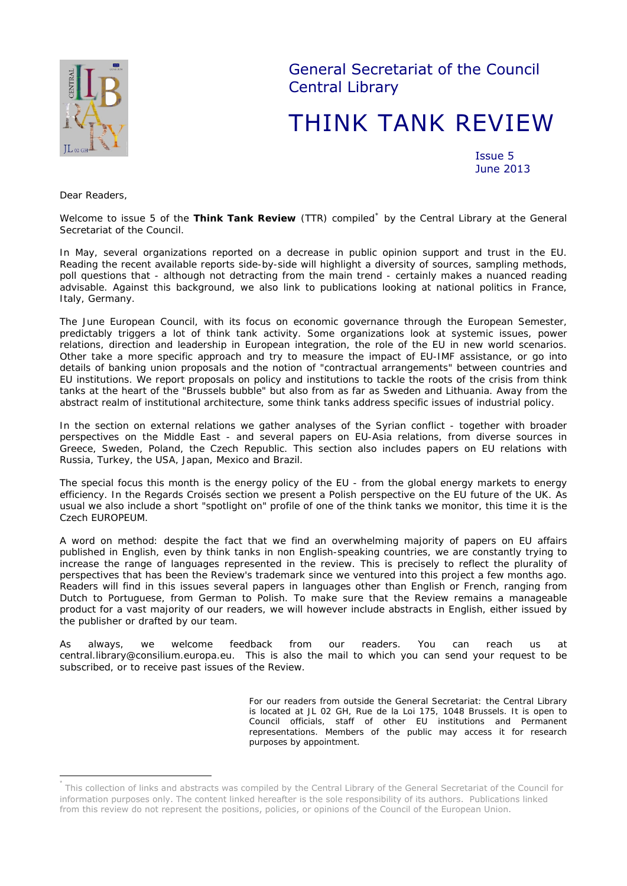# General Secretariat of the Council
## Central Library

# THINK TANK REVIEW

Issue 5
June 2013

Dear Readers,

Welcome to issue 5 of the **Think Tank Review** (TTR) compiled[*] by the Central Library at the General Secretariat of the Council.

In May, several organizations reported on a decrease in public opinion support and trust in the EU. Reading the recent available reports side-by-side will highlight a diversity of sources, sampling methods, poll questions that - although not detracting from the main trend - certainly makes a nuanced reading advisable. Against this background, we also link to publications looking at national politics in France, Italy, Germany.

The June European Council, with its focus on economic governance through the European Semester, predictably triggers a lot of think tank activity. Some organizations look at systemic issues, power relations, direction and leadership in European integration, the role of the EU in new world scenarios. Other take a more specific approach and try to measure the impact of EU-IMF assistance, or go into details of banking union proposals and the notion of "contractual arrangements" between countries and EU institutions. We report proposals on policy and institutions to tackle the roots of the crisis from think tanks at the heart of the "Brussels bubble" but also from as far as Sweden and Lithuania. Away from the abstract realm of institutional architecture, some think tanks address specific issues of industrial policy.

In the section on external relations we gather analyses of the Syrian conflict - together with broader perspectives on the Middle East - and several papers on EU-Asia relations, from diverse sources in Greece, Sweden, Poland, the Czech Republic. This section also includes papers on EU relations with Russia, Turkey, the USA, Japan, Mexico and Brazil.

The special focus this month is the energy policy of the EU - from the global energy markets to energy efficiency. In the Regards Croisés section we present a Polish perspective on the EU future of the UK. As usual we also include a short "spotlight on" profile of one of the think tanks we monitor, this time it is the Czech EUROPEUM.

A word on method: despite the fact that we find an overwhelming majority of papers on EU affairs published in English, even by think tanks in non English-speaking countries, we are constantly trying to increase the range of languages represented in the review. This is precisely to reflect the plurality of perspectives that has been the Review's trademark since we ventured into this project a few months ago. Readers will find in this issues several papers in languages other than English or French, ranging from Dutch to Portuguese, from German to Polish. To make sure that the Review remains a manageable product for a vast majority of our readers, we will however include abstracts in English, either issued by the publisher or drafted by our team.

As always, we welcome feedback from our readers. You can reach us at central.library@consilium.europa.eu. This is also the mail to which you can send your request to be subscribed, or to receive past issues of the Review.

For our readers from outside the General Secretariat: the Central Library is located at JL 02 GH, Rue de la Loi 175, 1048 Brussels. It is open to Council officials, staff of other EU institutions and Permanent representations. Members of the public may access it for research purposes by appointment.

---

[*] This collection of links and abstracts was compiled by the Central Library of the General Secretariat of the Council for information purposes only. The content linked hereafter is the sole responsibility of its authors. Publications linked from this review do not represent the positions, policies, or opinions of the Council of the European Union.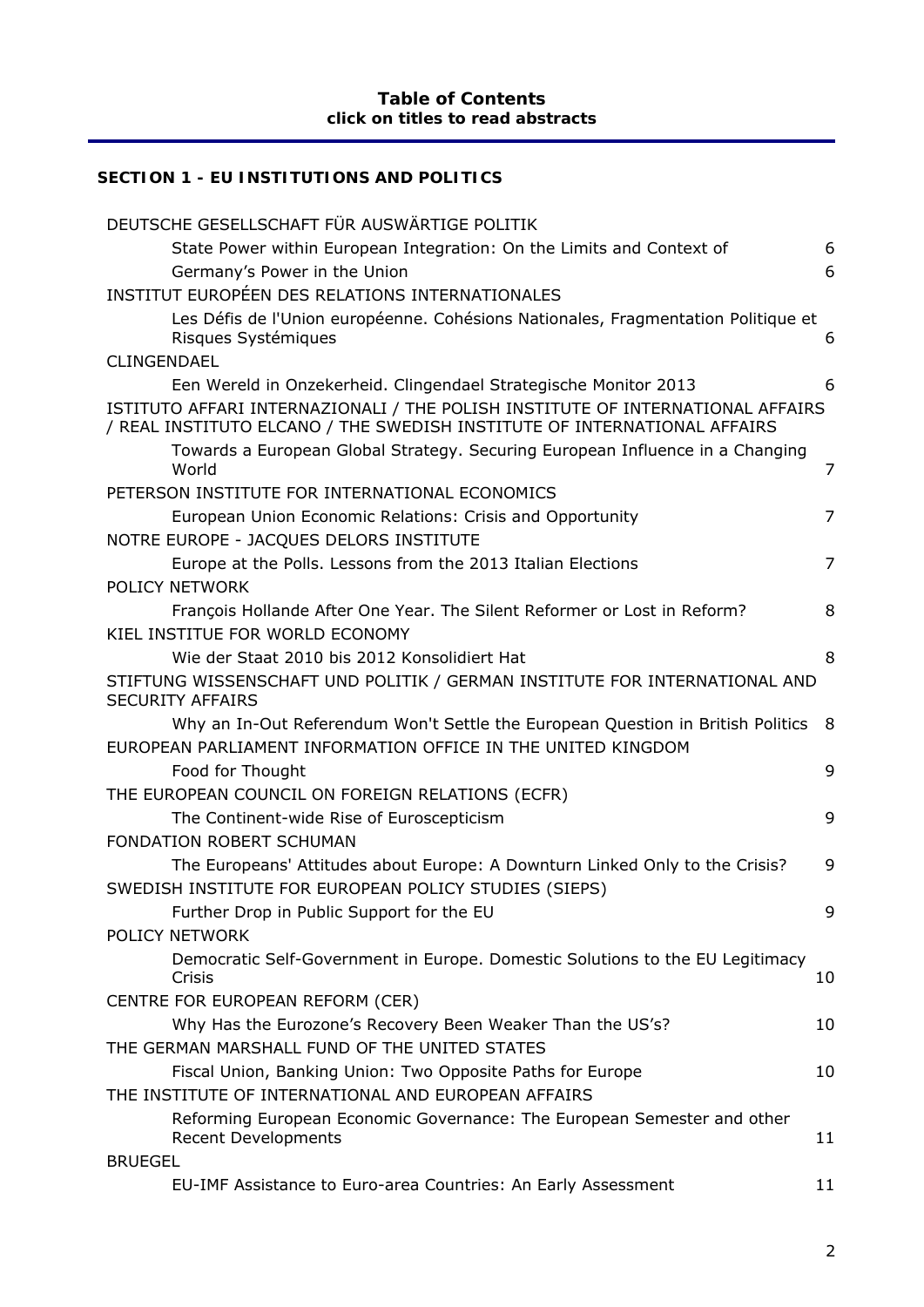**Table of Contents**
**click on titles to read abstracts**

**SECTION 1 - EU INSTITUTIONS AND POLITICS**

DEUTSCHE GESELLSCHAFT FÜR AUSWÄRTIGE POLITIK

- State Power within European Integration: On the Limits and Context of 6
- Germany's Power in the Union 6

INSTITUT EUROPÉEN DES RELATIONS INTERNATIONALES

- Les Défis de l'Union européenne. Cohésions Nationales, Fragmentation Politique et Risques Systémiques 6

CLINGENDAEL

- Een Wereld in Onzekerheid. Clingendael Strategische Monitor 2013 6

ISTITUTO AFFARI INTERNAZIONALI / THE POLISH INSTITUTE OF INTERNATIONAL AFFAIRS / REAL INSTITUTO ELCANO / THE SWEDISH INSTITUTE OF INTERNATIONAL AFFAIRS

- Towards a European Global Strategy. Securing European Influence in a Changing World 7

PETERSON INSTITUTE FOR INTERNATIONAL ECONOMICS

- European Union Economic Relations: Crisis and Opportunity 7

NOTRE EUROPE - JACQUES DELORS INSTITUTE

- Europe at the Polls. Lessons from the 2013 Italian Elections 7

POLICY NETWORK

- François Hollande After One Year. The Silent Reformer or Lost in Reform? 8

KIEL INSTITUE FOR WORLD ECONOMY

- Wie der Staat 2010 bis 2012 Konsolidiert Hat 8

STIFTUNG WISSENSCHAFT UND POLITIK / GERMAN INSTITUTE FOR INTERNATIONAL AND SECURITY AFFAIRS

- Why an In-Out Referendum Won't Settle the European Question in British Politics 8

EUROPEAN PARLIAMENT INFORMATION OFFICE IN THE UNITED KINGDOM

- Food for Thought 9

THE EUROPEAN COUNCIL ON FOREIGN RELATIONS (ECFR)

- The Continent-wide Rise of Euroscepticism 9

FONDATION ROBERT SCHUMAN

- The Europeans' Attitudes about Europe: A Downturn Linked Only to the Crisis? 9

SWEDISH INSTITUTE FOR EUROPEAN POLICY STUDIES (SIEPS)

- Further Drop in Public Support for the EU 9

POLICY NETWORK

- Democratic Self-Government in Europe. Domestic Solutions to the EU Legitimacy Crisis 10

CENTRE FOR EUROPEAN REFORM (CER)

- Why Has the Eurozone's Recovery Been Weaker Than the US's? 10

THE GERMAN MARSHALL FUND OF THE UNITED STATES

- Fiscal Union, Banking Union: Two Opposite Paths for Europe 10

THE INSTITUTE OF INTERNATIONAL AND EUROPEAN AFFAIRS

- Reforming European Economic Governance: The European Semester and other Recent Developments 11

BRUEGEL

- EU-IMF Assistance to Euro-area Countries: An Early Assessment 11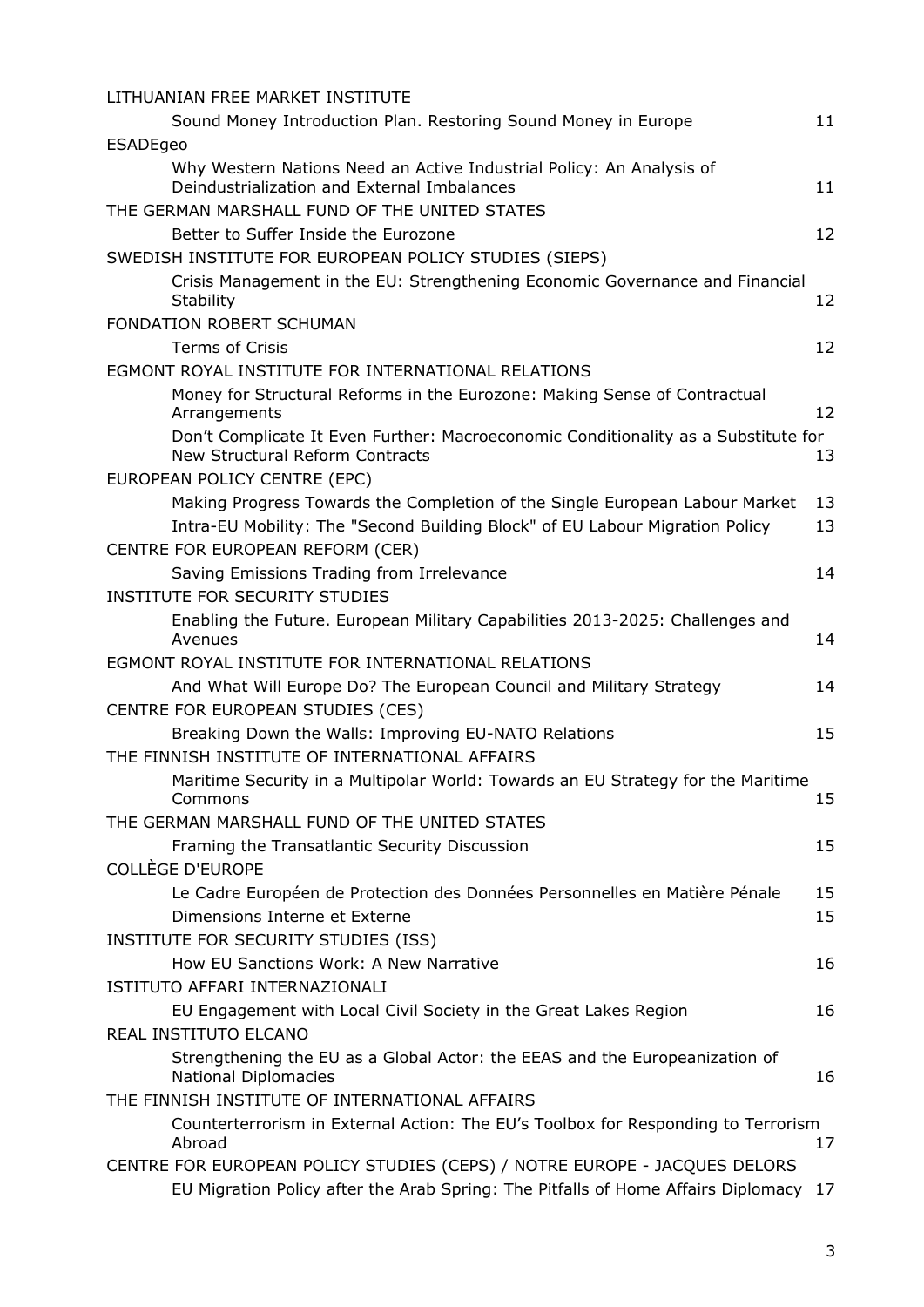LITHUANIAN FREE MARKET INSTITUTE

- Sound Money Introduction Plan. Restoring Sound Money in Europe 11

ESADEgeo

- Why Western Nations Need an Active Industrial Policy: An Analysis of Deindustrialization and External Imbalances 11

THE GERMAN MARSHALL FUND OF THE UNITED STATES

- Better to Suffer Inside the Eurozone 12

SWEDISH INSTITUTE FOR EUROPEAN POLICY STUDIES (SIEPS)

- Crisis Management in the EU: Strengthening Economic Governance and Financial Stability 12

FONDATION ROBERT SCHUMAN

- Terms of Crisis 12

EGMONT ROYAL INSTITUTE FOR INTERNATIONAL RELATIONS

- Money for Structural Reforms in the Eurozone: Making Sense of Contractual Arrangements 12
- Don't Complicate It Even Further: Macroeconomic Conditionality as a Substitute for New Structural Reform Contracts 13

EUROPEAN POLICY CENTRE (EPC)

- Making Progress Towards the Completion of the Single European Labour Market 13
- Intra-EU Mobility: The "Second Building Block" of EU Labour Migration Policy 13

CENTRE FOR EUROPEAN REFORM (CER)

- Saving Emissions Trading from Irrelevance 14

INSTITUTE FOR SECURITY STUDIES

- Enabling the Future. European Military Capabilities 2013-2025: Challenges and Avenues 14

EGMONT ROYAL INSTITUTE FOR INTERNATIONAL RELATIONS

- And What Will Europe Do? The European Council and Military Strategy 14

CENTRE FOR EUROPEAN STUDIES (CES)

- Breaking Down the Walls: Improving EU-NATO Relations 15

THE FINNISH INSTITUTE OF INTERNATIONAL AFFAIRS

- Maritime Security in a Multipolar World: Towards an EU Strategy for the Maritime Commons 15

THE GERMAN MARSHALL FUND OF THE UNITED STATES

- Framing the Transatlantic Security Discussion 15

COLLÈGE D'EUROPE

- Le Cadre Européen de Protection des Données Personnelles en Matière Pénale 15
- Dimensions Interne et Externe 15

INSTITUTE FOR SECURITY STUDIES (ISS)

- How EU Sanctions Work: A New Narrative 16

ISTITUTO AFFARI INTERNAZIONALI

- EU Engagement with Local Civil Society in the Great Lakes Region 16

REAL INSTITUTO ELCANO

- Strengthening the EU as a Global Actor: the EEAS and the Europeanization of National Diplomacies 16

THE FINNISH INSTITUTE OF INTERNATIONAL AFFAIRS

- Counterterrorism in External Action: The EU's Toolbox for Responding to Terrorism Abroad 17

CENTRE FOR EUROPEAN POLICY STUDIES (CEPS) / NOTRE EUROPE - JACQUES DELORS

- EU Migration Policy after the Arab Spring: The Pitfalls of Home Affairs Diplomacy 17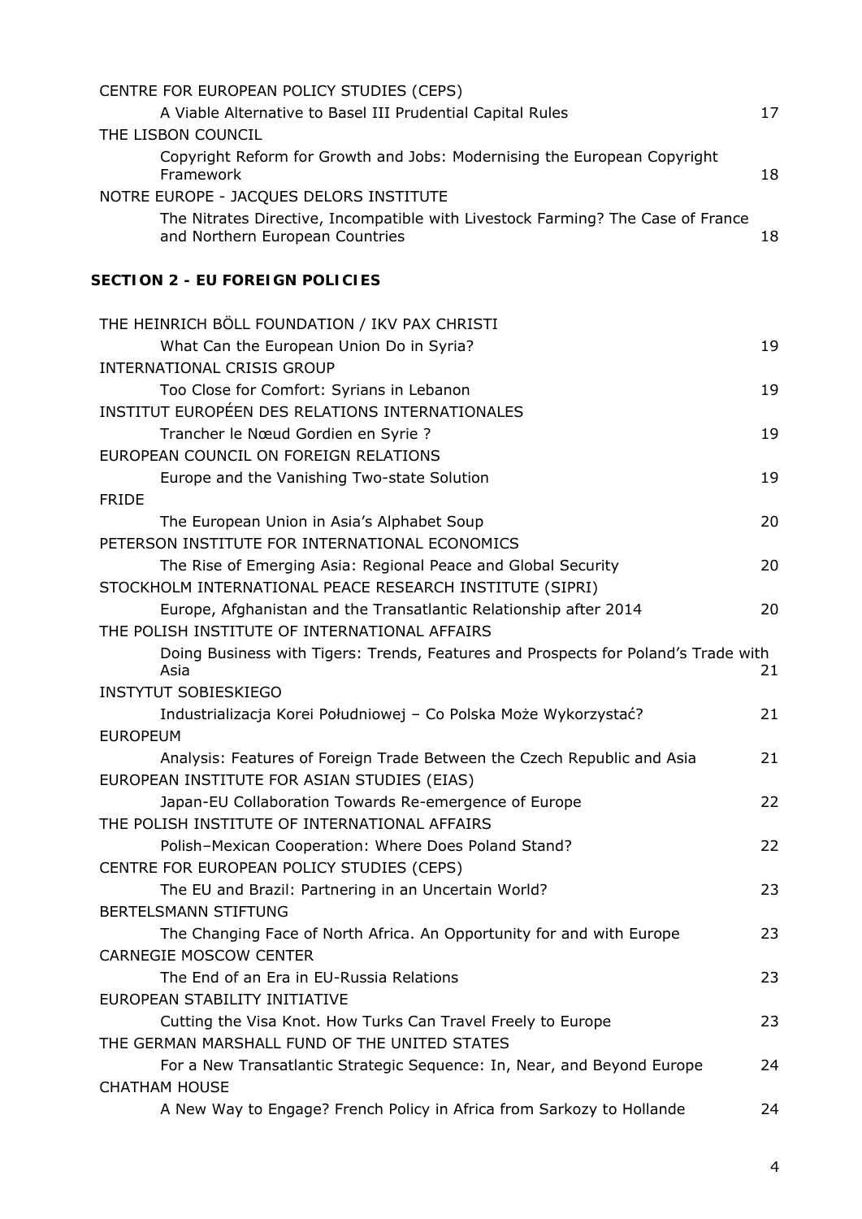CENTRE FOR EUROPEAN POLICY STUDIES (CEPS)

A Viable Alternative to Basel III Prudential Capital Rules 17

THE LISBON COUNCIL

Copyright Reform for Growth and Jobs: Modernising the European Copyright Framework 18

NOTRE EUROPE - JACQUES DELORS INSTITUTE

The Nitrates Directive, Incompatible with Livestock Farming? The Case of France and Northern European Countries 18

## SECTION 2 - EU FOREIGN POLICIES

THE HEINRICH BÖLL FOUNDATION / IKV PAX CHRISTI

What Can the European Union Do in Syria? 19

INTERNATIONAL CRISIS GROUP

Too Close for Comfort: Syrians in Lebanon 19

INSTITUT EUROPÉEN DES RELATIONS INTERNATIONALES

Trancher le Nœud Gordien en Syrie ? 19

EUROPEAN COUNCIL ON FOREIGN RELATIONS

Europe and the Vanishing Two-state Solution 19

FRIDE

The European Union in Asia's Alphabet Soup 20

PETERSON INSTITUTE FOR INTERNATIONAL ECONOMICS

The Rise of Emerging Asia: Regional Peace and Global Security 20

STOCKHOLM INTERNATIONAL PEACE RESEARCH INSTITUTE (SIPRI)

Europe, Afghanistan and the Transatlantic Relationship after 2014 20

THE POLISH INSTITUTE OF INTERNATIONAL AFFAIRS

Doing Business with Tigers: Trends, Features and Prospects for Poland's Trade with Asia 21

INSTYTUT SOBIESKIEGO

Industrializacja Korei Południowej – Co Polska Może Wykorzystać? 21

EUROPEUM

Analysis: Features of Foreign Trade Between the Czech Republic and Asia 21

EUROPEAN INSTITUTE FOR ASIAN STUDIES (EIAS)

Japan-EU Collaboration Towards Re-emergence of Europe 22

THE POLISH INSTITUTE OF INTERNATIONAL AFFAIRS

Polish–Mexican Cooperation: Where Does Poland Stand? 22

CENTRE FOR EUROPEAN POLICY STUDIES (CEPS)

The EU and Brazil: Partnering in an Uncertain World? 23

BERTELSMANN STIFTUNG

The Changing Face of North Africa. An Opportunity for and with Europe 23

CARNEGIE MOSCOW CENTER

The End of an Era in EU-Russia Relations 23

EUROPEAN STABILITY INITIATIVE

Cutting the Visa Knot. How Turks Can Travel Freely to Europe 23

THE GERMAN MARSHALL FUND OF THE UNITED STATES

For a New Transatlantic Strategic Sequence: In, Near, and Beyond Europe 24

CHATHAM HOUSE

A New Way to Engage? French Policy in Africa from Sarkozy to Hollande 24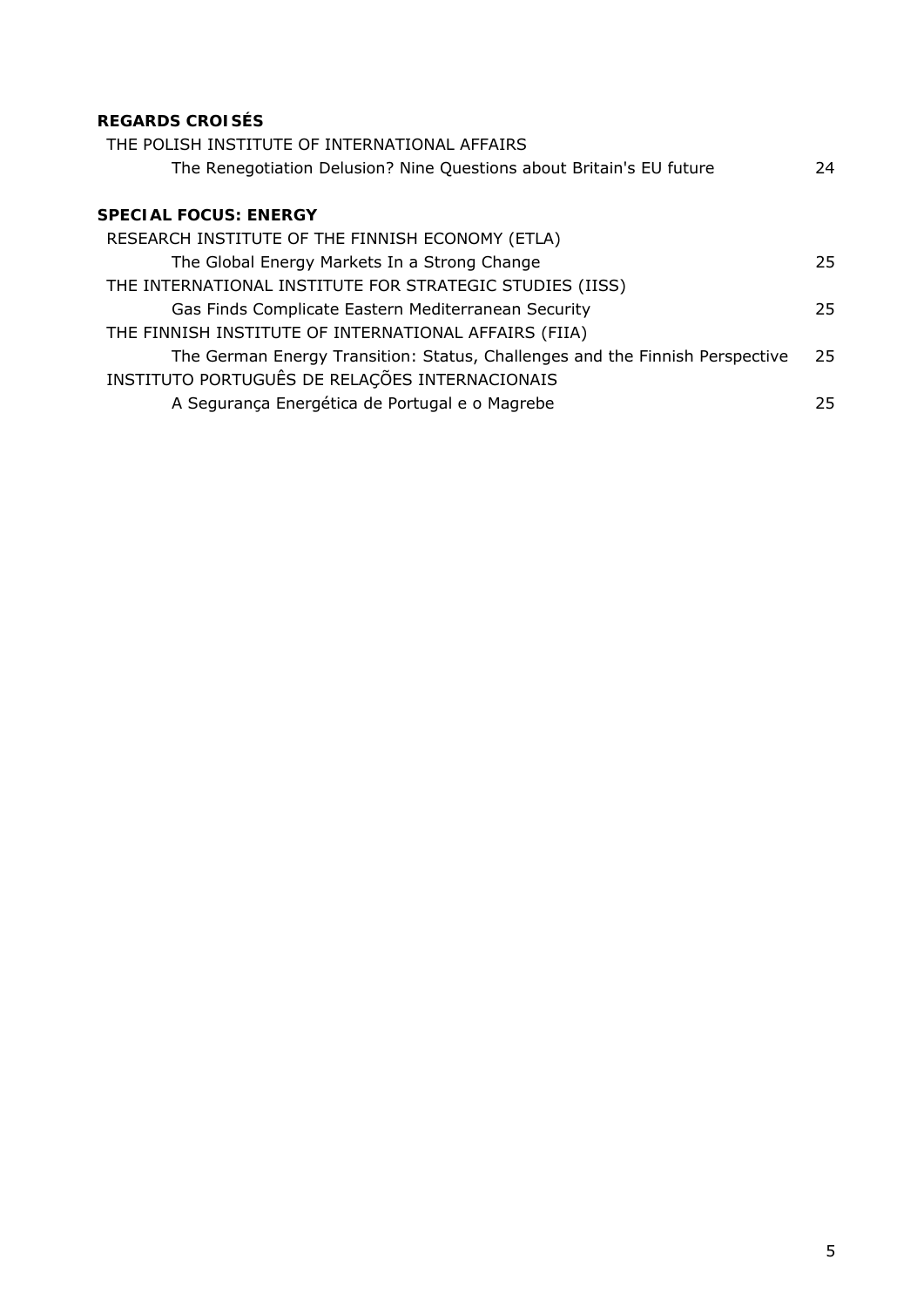**REGARDS CROISÉS**

THE POLISH INSTITUTE OF INTERNATIONAL AFFAIRS

The Renegotiation Delusion? Nine Questions about Britain's EU future 24

**SPECIAL FOCUS: ENERGY**

RESEARCH INSTITUTE OF THE FINNISH ECONOMY (ETLA)

The Global Energy Markets In a Strong Change 25

THE INTERNATIONAL INSTITUTE FOR STRATEGIC STUDIES (IISS)

Gas Finds Complicate Eastern Mediterranean Security 25

THE FINNISH INSTITUTE OF INTERNATIONAL AFFAIRS (FIIA)

The German Energy Transition: Status, Challenges and the Finnish Perspective 25

INSTITUTO PORTUGUÊS DE RELAÇÕES INTERNACIONAIS

A Segurança Energética de Portugal e o Magrebe 25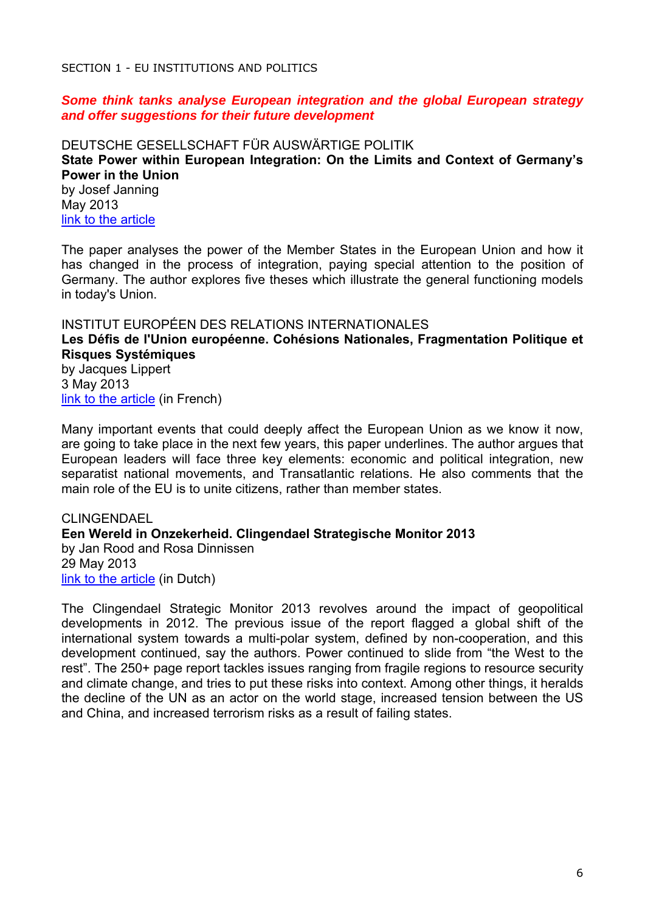SECTION 1 - EU INSTITUTIONS AND POLITICS

***Some think tanks analyse European integration and the global European strategy and offer suggestions for their future development***

DEUTSCHE GESELLSCHAFT FÜR AUSWÄRTIGE POLITIK
**State Power within European Integration: On the Limits and Context of Germany's Power in the Union**
by Josef Janning
May 2013
link to the article

The paper analyses the power of the Member States in the European Union and how it has changed in the process of integration, paying special attention to the position of Germany. The author explores five theses which illustrate the general functioning models in today's Union.

INSTITUT EUROPÉEN DES RELATIONS INTERNATIONALES
**Les Défis de l'Union européenne. Cohésions Nationales, Fragmentation Politique et Risques Systémiques**
by Jacques Lippert
3 May 2013
link to the article (in French)

Many important events that could deeply affect the European Union as we know it now, are going to take place in the next few years, this paper underlines. The author argues that European leaders will face three key elements: economic and political integration, new separatist national movements, and Transatlantic relations. He also comments that the main role of the EU is to unite citizens, rather than member states.

CLINGENDAEL
**Een Wereld in Onzekerheid. Clingendael Strategische Monitor 2013**
by Jan Rood and Rosa Dinnissen
29 May 2013
link to the article (in Dutch)

The Clingendael Strategic Monitor 2013 revolves around the impact of geopolitical developments in 2012. The previous issue of the report flagged a global shift of the international system towards a multi-polar system, defined by non-cooperation, and this development continued, say the authors. Power continued to slide from "the West to the rest". The 250+ page report tackles issues ranging from fragile regions to resource security and climate change, and tries to put these risks into context. Among other things, it heralds the decline of the UN as an actor on the world stage, increased tension between the US and China, and increased terrorism risks as a result of failing states.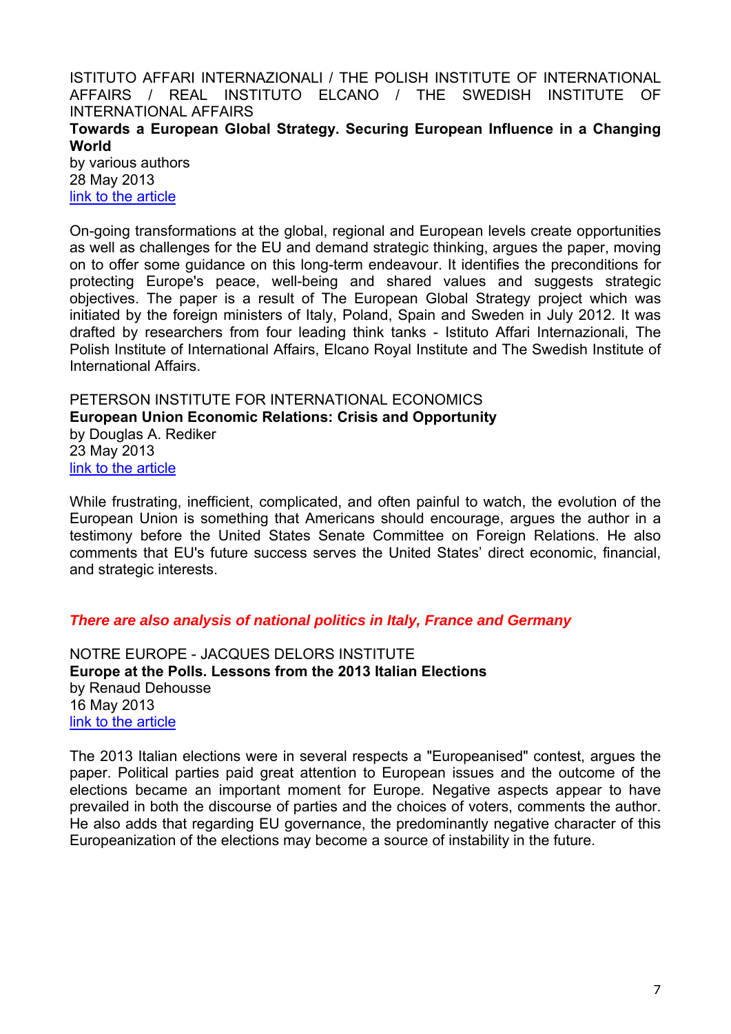ISTITUTO AFFARI INTERNAZIONALI / THE POLISH INSTITUTE OF INTERNATIONAL AFFAIRS / REAL INSTITUTO ELCANO / THE SWEDISH INSTITUTE OF INTERNATIONAL AFFAIRS

**Towards a European Global Strategy. Securing European Influence in a Changing World**

by various authors
28 May 2013
link to the article

On-going transformations at the global, regional and European levels create opportunities as well as challenges for the EU and demand strategic thinking, argues the paper, moving on to offer some guidance on this long-term endeavour. It identifies the preconditions for protecting Europe's peace, well-being and shared values and suggests strategic objectives. The paper is a result of The European Global Strategy project which was initiated by the foreign ministers of Italy, Poland, Spain and Sweden in July 2012. It was drafted by researchers from four leading think tanks - Istituto Affari Internazionali, The Polish Institute of International Affairs, Elcano Royal Institute and The Swedish Institute of International Affairs.

PETERSON INSTITUTE FOR INTERNATIONAL ECONOMICS

**European Union Economic Relations: Crisis and Opportunity**

by Douglas A. Rediker
23 May 2013
link to the article

While frustrating, inefficient, complicated, and often painful to watch, the evolution of the European Union is something that Americans should encourage, argues the author in a testimony before the United States Senate Committee on Foreign Relations. He also comments that EU's future success serves the United States' direct economic, financial, and strategic interests.

***There are also analysis of national politics in Italy, France and Germany***

NOTRE EUROPE - JACQUES DELORS INSTITUTE

**Europe at the Polls. Lessons from the 2013 Italian Elections**

by Renaud Dehousse
16 May 2013
link to the article

The 2013 Italian elections were in several respects a "Europeanised" contest, argues the paper. Political parties paid great attention to European issues and the outcome of the elections became an important moment for Europe. Negative aspects appear to have prevailed in both the discourse of parties and the choices of voters, comments the author. He also adds that regarding EU governance, the predominantly negative character of this Europeanization of the elections may become a source of instability in the future.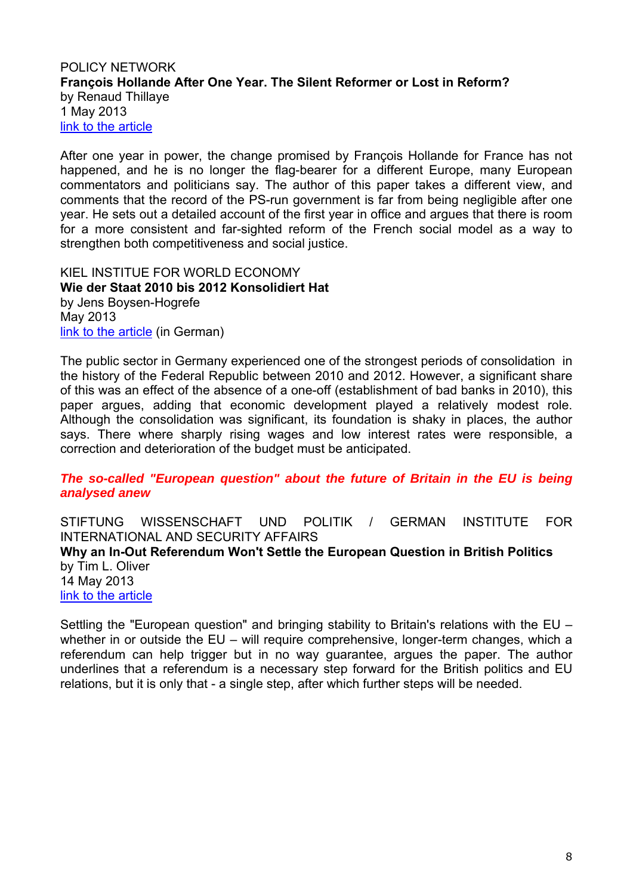POLICY NETWORK
**François Hollande After One Year. The Silent Reformer or Lost in Reform?**
by Renaud Thillaye
1 May 2013
link to the article

After one year in power, the change promised by François Hollande for France has not happened, and he is no longer the flag-bearer for a different Europe, many European commentators and politicians say. The author of this paper takes a different view, and comments that the record of the PS-run government is far from being negligible after one year. He sets out a detailed account of the first year in office and argues that there is room for a more consistent and far-sighted reform of the French social model as a way to strengthen both competitiveness and social justice.

KIEL INSTITUTE FOR WORLD ECONOMY
**Wie der Staat 2010 bis 2012 Konsolidiert Hat**
by Jens Boysen-Hogrefe
May 2013
link to the article (in German)

The public sector in Germany experienced one of the strongest periods of consolidation in the history of the Federal Republic between 2010 and 2012. However, a significant share of this was an effect of the absence of a one-off (establishment of bad banks in 2010), this paper argues, adding that economic development played a relatively modest role. Although the consolidation was significant, its foundation is shaky in places, the author says. There where sharply rising wages and low interest rates were responsible, a correction and deterioration of the budget must be anticipated.

***The so-called "European question" about the future of Britain in the EU is being analysed anew***

STIFTUNG WISSENSCHAFT UND POLITIK / GERMAN INSTITUTE FOR INTERNATIONAL AND SECURITY AFFAIRS
**Why an In-Out Referendum Won't Settle the European Question in British Politics**
by Tim L. Oliver
14 May 2013
link to the article

Settling the "European question" and bringing stability to Britain's relations with the EU – whether in or outside the EU – will require comprehensive, longer-term changes, which a referendum can help trigger but in no way guarantee, argues the paper. The author underlines that a referendum is a necessary step forward for the British politics and EU relations, but it is only that - a single step, after which further steps will be needed.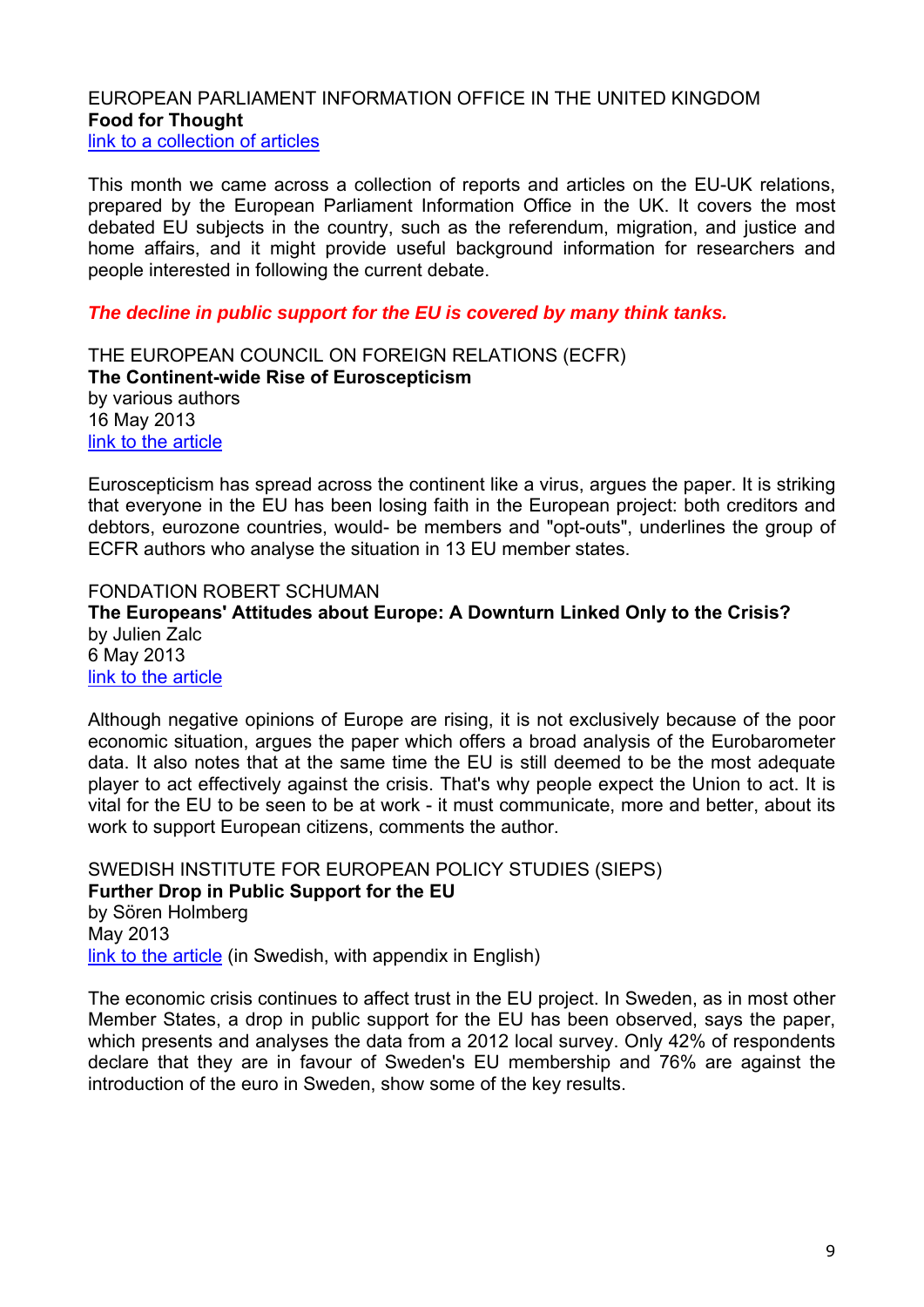EUROPEAN PARLIAMENT INFORMATION OFFICE IN THE UNITED KINGDOM
**Food for Thought**
link to a collection of articles

This month we came across a collection of reports and articles on the EU-UK relations, prepared by the European Parliament Information Office in the UK. It covers the most debated EU subjects in the country, such as the referendum, migration, and justice and home affairs, and it might provide useful background information for researchers and people interested in following the current debate.

***The decline in public support for the EU is covered by many think tanks.***

THE EUROPEAN COUNCIL ON FOREIGN RELATIONS (ECFR)
**The Continent-wide Rise of Euroscepticism**
by various authors
16 May 2013
link to the article

Euroscepticism has spread across the continent like a virus, argues the paper. It is striking that everyone in the EU has been losing faith in the European project: both creditors and debtors, eurozone countries, would- be members and "opt-outs", underlines the group of ECFR authors who analyse the situation in 13 EU member states.

FONDATION ROBERT SCHUMAN
**The Europeans' Attitudes about Europe: A Downturn Linked Only to the Crisis?**
by Julien Zalc
6 May 2013
link to the article

Although negative opinions of Europe are rising, it is not exclusively because of the poor economic situation, argues the paper which offers a broad analysis of the Eurobarometer data. It also notes that at the same time the EU is still deemed to be the most adequate player to act effectively against the crisis. That's why people expect the Union to act. It is vital for the EU to be seen to be at work - it must communicate, more and better, about its work to support European citizens, comments the author.

SWEDISH INSTITUTE FOR EUROPEAN POLICY STUDIES (SIEPS)
**Further Drop in Public Support for the EU**
by Sören Holmberg
May 2013
link to the article (in Swedish, with appendix in English)

The economic crisis continues to affect trust in the EU project. In Sweden, as in most other Member States, a drop in public support for the EU has been observed, says the paper, which presents and analyses the data from a 2012 local survey. Only 42% of respondents declare that they are in favour of Sweden's EU membership and 76% are against the introduction of the euro in Sweden, show some of the key results.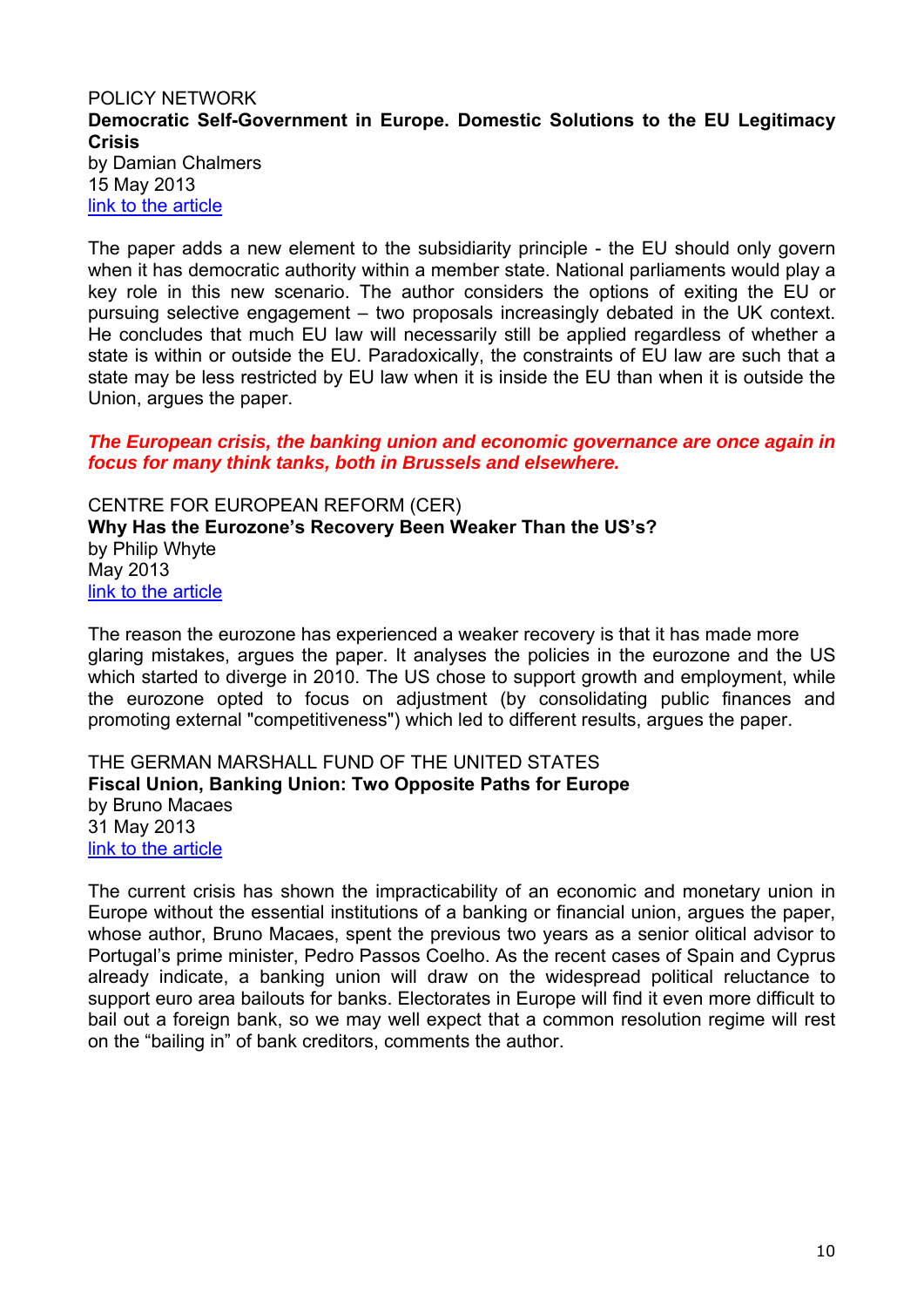POLICY NETWORK

**Democratic Self-Government in Europe. Domestic Solutions to the EU Legitimacy Crisis**

by Damian Chalmers

15 May 2013

link to the article

The paper adds a new element to the subsidiarity principle - the EU should only govern when it has democratic authority within a member state. National parliaments would play a key role in this new scenario. The author considers the options of exiting the EU or pursuing selective engagement – two proposals increasingly debated in the UK context. He concludes that much EU law will necessarily still be applied regardless of whether a state is within or outside the EU. Paradoxically, the constraints of EU law are such that a state may be less restricted by EU law when it is inside the EU than when it is outside the Union, argues the paper.

***The European crisis, the banking union and economic governance are once again in focus for many think tanks, both in Brussels and elsewhere.***

CENTRE FOR EUROPEAN REFORM (CER)

**Why Has the Eurozone's Recovery Been Weaker Than the US's?**

by Philip Whyte

May 2013

link to the article

The reason the eurozone has experienced a weaker recovery is that it has made more glaring mistakes, argues the paper. It analyses the policies in the eurozone and the US which started to diverge in 2010. The US chose to support growth and employment, while the eurozone opted to focus on adjustment (by consolidating public finances and promoting external "competitiveness") which led to different results, argues the paper.

THE GERMAN MARSHALL FUND OF THE UNITED STATES

**Fiscal Union, Banking Union: Two Opposite Paths for Europe**

by Bruno Macaes

31 May 2013

link to the article

The current crisis has shown the impracticability of an economic and monetary union in Europe without the essential institutions of a banking or financial union, argues the paper, whose author, Bruno Macaes, spent the previous two years as a senior olitical advisor to Portugal's prime minister, Pedro Passos Coelho. As the recent cases of Spain and Cyprus already indicate, a banking union will draw on the widespread political reluctance to support euro area bailouts for banks. Electorates in Europe will find it even more difficult to bail out a foreign bank, so we may well expect that a common resolution regime will rest on the "bailing in" of bank creditors, comments the author.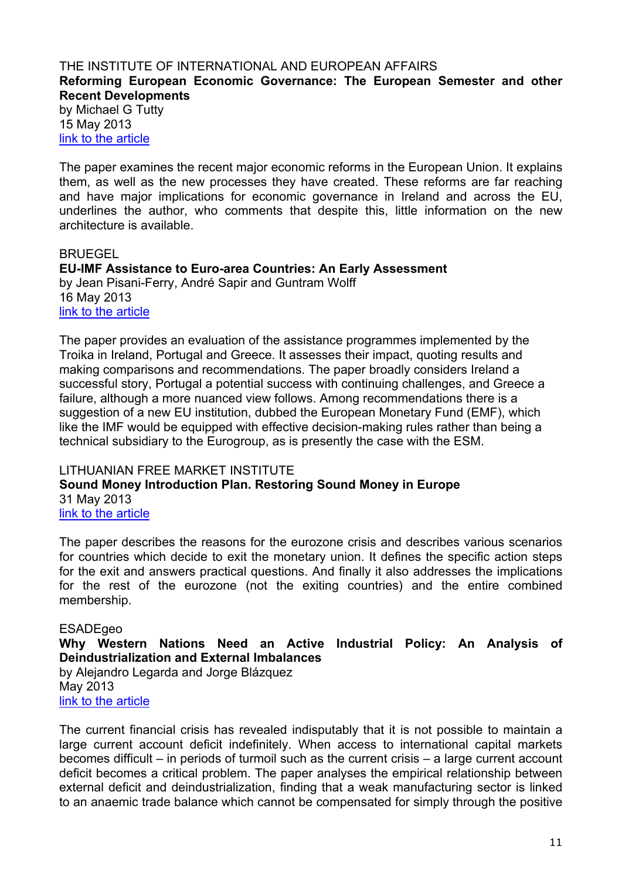THE INSTITUTE OF INTERNATIONAL AND EUROPEAN AFFAIRS

**Reforming European Economic Governance: The European Semester and other Recent Developments**

by Michael G Tutty

15 May 2013

[link to the article]

The paper examines the recent major economic reforms in the European Union. It explains them, as well as the new processes they have created. These reforms are far reaching and have major implications for economic governance in Ireland and across the EU, underlines the author, who comments that despite this, little information on the new architecture is available.

BRUEGEL

**EU-IMF Assistance to Euro-area Countries: An Early Assessment**

by Jean Pisani-Ferry, André Sapir and Guntram Wolff

16 May 2013

[link to the article]

The paper provides an evaluation of the assistance programmes implemented by the Troika in Ireland, Portugal and Greece. It assesses their impact, quoting results and making comparisons and recommendations. The paper broadly considers Ireland a successful story, Portugal a potential success with continuing challenges, and Greece a failure, although a more nuanced view follows. Among recommendations there is a suggestion of a new EU institution, dubbed the European Monetary Fund (EMF), which like the IMF would be equipped with effective decision-making rules rather than being a technical subsidiary to the Eurogroup, as is presently the case with the ESM.

LITHUANIAN FREE MARKET INSTITUTE

**Sound Money Introduction Plan. Restoring Sound Money in Europe**

31 May 2013

[link to the article]

The paper describes the reasons for the eurozone crisis and describes various scenarios for countries which decide to exit the monetary union. It defines the specific action steps for the exit and answers practical questions. And finally it also addresses the implications for the rest of the eurozone (not the exiting countries) and the entire combined membership.

ESADEgeo

**Why Western Nations Need an Active Industrial Policy: An Analysis of Deindustrialization and External Imbalances**

by Alejandro Legarda and Jorge Blázquez

May 2013

[link to the article]

The current financial crisis has revealed indisputably that it is not possible to maintain a large current account deficit indefinitely. When access to international capital markets becomes difficult – in periods of turmoil such as the current crisis – a large current account deficit becomes a critical problem. The paper analyses the empirical relationship between external deficit and deindustrialization, finding that a weak manufacturing sector is linked to an anaemic trade balance which cannot be compensated for simply through the positive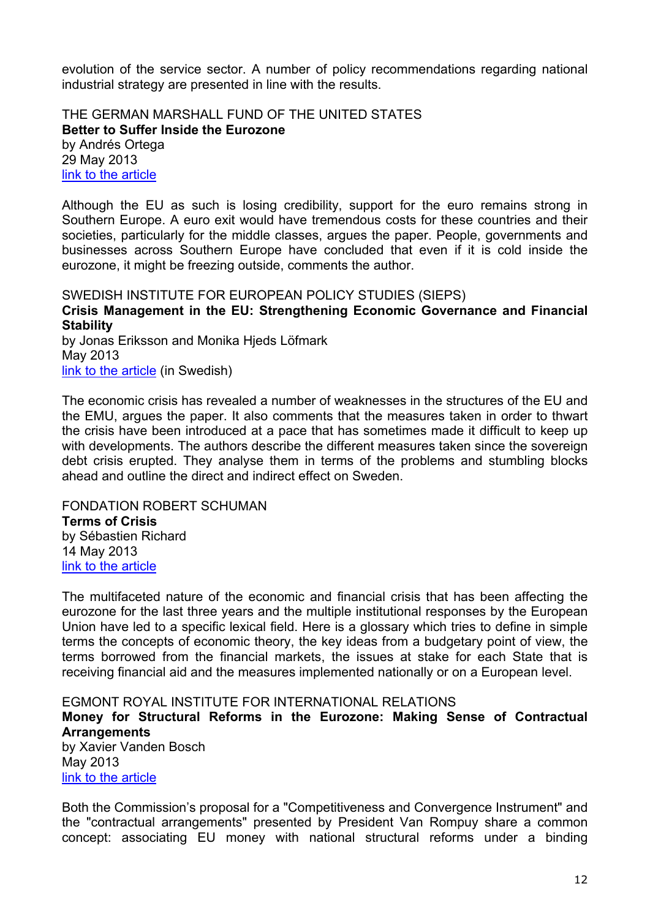evolution of the service sector. A number of policy recommendations regarding national industrial strategy are presented in line with the results.

THE GERMAN MARSHALL FUND OF THE UNITED STATES
**Better to Suffer Inside the Eurozone**
by Andrés Ortega
29 May 2013
link to the article

Although the EU as such is losing credibility, support for the euro remains strong in Southern Europe. A euro exit would have tremendous costs for these countries and their societies, particularly for the middle classes, argues the paper. People, governments and businesses across Southern Europe have concluded that even if it is cold inside the eurozone, it might be freezing outside, comments the author.

SWEDISH INSTITUTE FOR EUROPEAN POLICY STUDIES (SIEPS)
**Crisis Management in the EU: Strengthening Economic Governance and Financial Stability**
by Jonas Eriksson and Monika Hjeds Löfmark
May 2013
link to the article (in Swedish)

The economic crisis has revealed a number of weaknesses in the structures of the EU and the EMU, argues the paper. It also comments that the measures taken in order to thwart the crisis have been introduced at a pace that has sometimes made it difficult to keep up with developments. The authors describe the different measures taken since the sovereign debt crisis erupted. They analyse them in terms of the problems and stumbling blocks ahead and outline the direct and indirect effect on Sweden.

FONDATION ROBERT SCHUMAN
**Terms of Crisis**
by Sébastien Richard
14 May 2013
link to the article

The multifaceted nature of the economic and financial crisis that has been affecting the eurozone for the last three years and the multiple institutional responses by the European Union have led to a specific lexical field. Here is a glossary which tries to define in simple terms the concepts of economic theory, the key ideas from a budgetary point of view, the terms borrowed from the financial markets, the issues at stake for each State that is receiving financial aid and the measures implemented nationally or on a European level.

EGMONT ROYAL INSTITUTE FOR INTERNATIONAL RELATIONS
**Money for Structural Reforms in the Eurozone: Making Sense of Contractual Arrangements**
by Xavier Vanden Bosch
May 2013
link to the article

Both the Commission's proposal for a "Competitiveness and Convergence Instrument" and the "contractual arrangements" presented by President Van Rompuy share a common concept: associating EU money with national structural reforms under a binding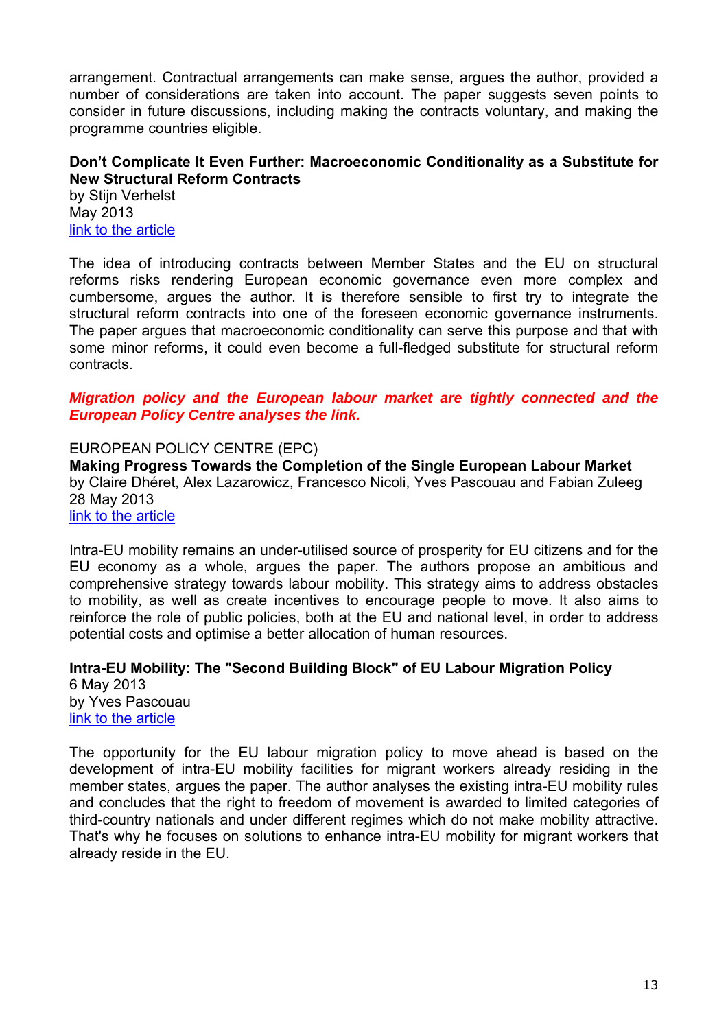arrangement. Contractual arrangements can make sense, argues the author, provided a number of considerations are taken into account. The paper suggests seven points to consider in future discussions, including making the contracts voluntary, and making the programme countries eligible.

**Don't Complicate It Even Further: Macroeconomic Conditionality as a Substitute for New Structural Reform Contracts**
by Stijn Verhelst
May 2013
link to the article

The idea of introducing contracts between Member States and the EU on structural reforms risks rendering European economic governance even more complex and cumbersome, argues the author. It is therefore sensible to first try to integrate the structural reform contracts into one of the foreseen economic governance instruments. The paper argues that macroeconomic conditionality can serve this purpose and that with some minor reforms, it could even become a full-fledged substitute for structural reform contracts.

***Migration policy and the European labour market are tightly connected and the European Policy Centre analyses the link.***

EUROPEAN POLICY CENTRE (EPC)
**Making Progress Towards the Completion of the Single European Labour Market**
by Claire Dhéret, Alex Lazarowicz, Francesco Nicoli, Yves Pascouau and Fabian Zuleeg
28 May 2013
link to the article

Intra-EU mobility remains an under-utilised source of prosperity for EU citizens and for the EU economy as a whole, argues the paper. The authors propose an ambitious and comprehensive strategy towards labour mobility. This strategy aims to address obstacles to mobility, as well as create incentives to encourage people to move. It also aims to reinforce the role of public policies, both at the EU and national level, in order to address potential costs and optimise a better allocation of human resources.

**Intra-EU Mobility: The "Second Building Block" of EU Labour Migration Policy**
6 May 2013
by Yves Pascouau
link to the article

The opportunity for the EU labour migration policy to move ahead is based on the development of intra-EU mobility facilities for migrant workers already residing in the member states, argues the paper. The author analyses the existing intra-EU mobility rules and concludes that the right to freedom of movement is awarded to limited categories of third-country nationals and under different regimes which do not make mobility attractive. That's why he focuses on solutions to enhance intra-EU mobility for migrant workers that already reside in the EU.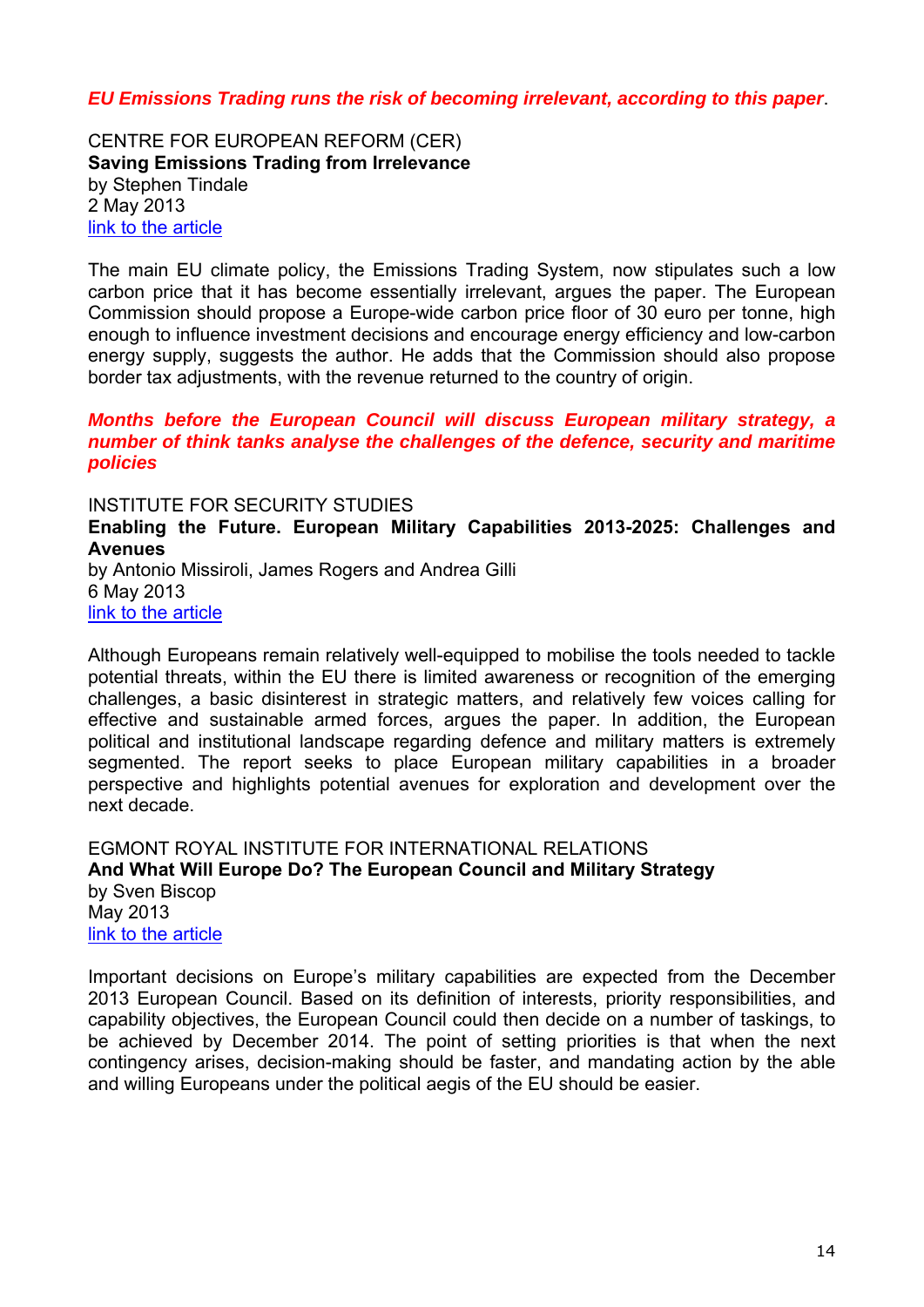***EU Emissions Trading runs the risk of becoming irrelevant, according to this paper***.

CENTRE FOR EUROPEAN REFORM (CER)
**Saving Emissions Trading from Irrelevance**
by Stephen Tindale
2 May 2013
link to the article

The main EU climate policy, the Emissions Trading System, now stipulates such a low carbon price that it has become essentially irrelevant, argues the paper. The European Commission should propose a Europe-wide carbon price floor of 30 euro per tonne, high enough to influence investment decisions and encourage energy efficiency and low-carbon energy supply, suggests the author. He adds that the Commission should also propose border tax adjustments, with the revenue returned to the country of origin.

***Months before the European Council will discuss European military strategy, a number of think tanks analyse the challenges of the defence, security and maritime policies***

INSTITUTE FOR SECURITY STUDIES
**Enabling the Future. European Military Capabilities 2013-2025: Challenges and Avenues**
by Antonio Missiroli, James Rogers and Andrea Gilli
6 May 2013
link to the article

Although Europeans remain relatively well-equipped to mobilise the tools needed to tackle potential threats, within the EU there is limited awareness or recognition of the emerging challenges, a basic disinterest in strategic matters, and relatively few voices calling for effective and sustainable armed forces, argues the paper. In addition, the European political and institutional landscape regarding defence and military matters is extremely segmented. The report seeks to place European military capabilities in a broader perspective and highlights potential avenues for exploration and development over the next decade.

EGMONT ROYAL INSTITUTE FOR INTERNATIONAL RELATIONS
**And What Will Europe Do? The European Council and Military Strategy**
by Sven Biscop
May 2013
link to the article

Important decisions on Europe's military capabilities are expected from the December 2013 European Council. Based on its definition of interests, priority responsibilities, and capability objectives, the European Council could then decide on a number of taskings, to be achieved by December 2014. The point of setting priorities is that when the next contingency arises, decision-making should be faster, and mandating action by the able and willing Europeans under the political aegis of the EU should be easier.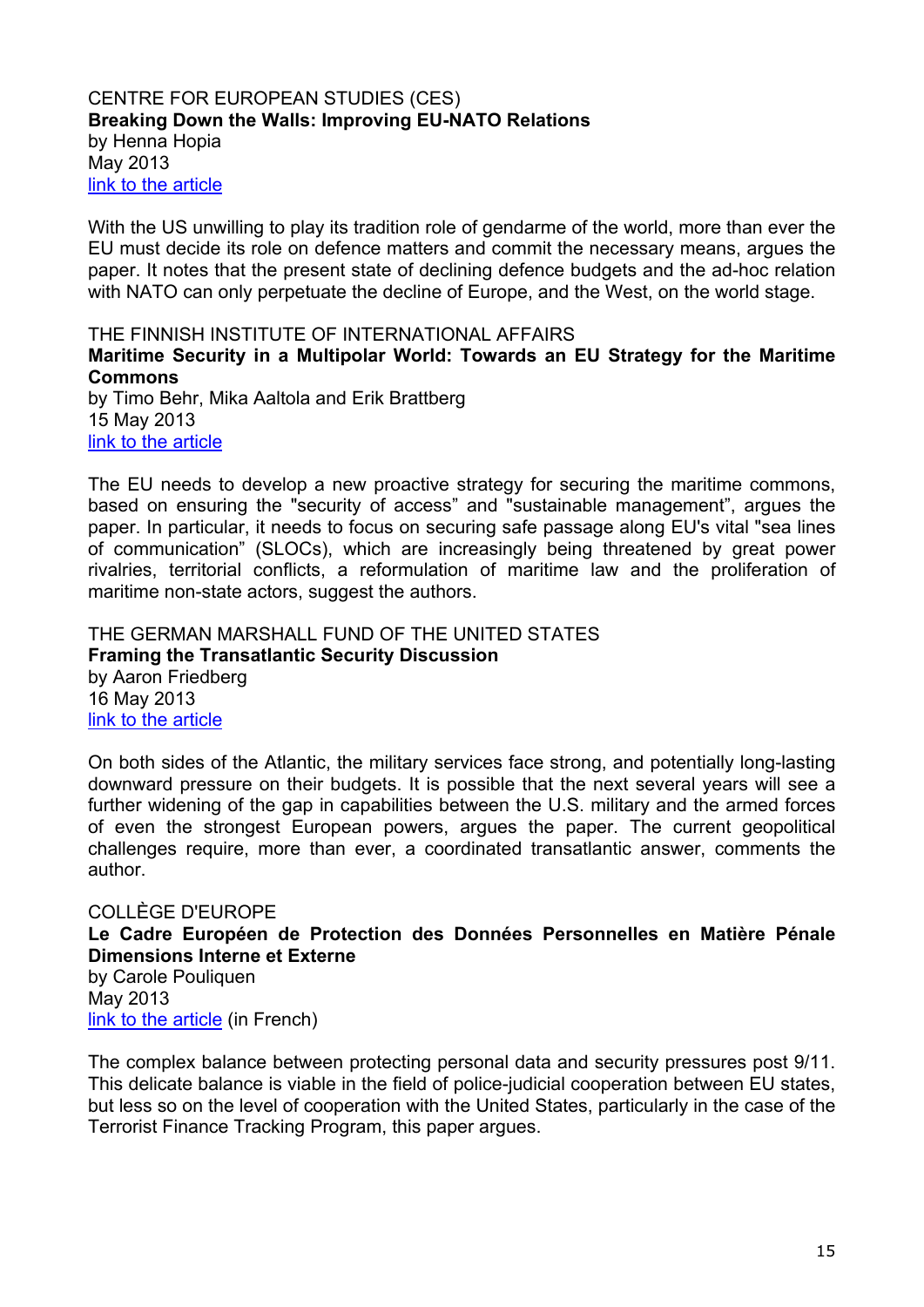CENTRE FOR EUROPEAN STUDIES (CES)
**Breaking Down the Walls: Improving EU-NATO Relations**
by Henna Hopia
May 2013
link to the article

With the US unwilling to play its tradition role of gendarme of the world, more than ever the EU must decide its role on defence matters and commit the necessary means, argues the paper. It notes that the present state of declining defence budgets and the ad-hoc relation with NATO can only perpetuate the decline of Europe, and the West, on the world stage.

THE FINNISH INSTITUTE OF INTERNATIONAL AFFAIRS
**Maritime Security in a Multipolar World: Towards an EU Strategy for the Maritime Commons**
by Timo Behr, Mika Aaltola and Erik Brattberg
15 May 2013
link to the article

The EU needs to develop a new proactive strategy for securing the maritime commons, based on ensuring the "security of access" and "sustainable management", argues the paper. In particular, it needs to focus on securing safe passage along EU's vital "sea lines of communication" (SLOCs), which are increasingly being threatened by great power rivalries, territorial conflicts, a reformulation of maritime law and the proliferation of maritime non-state actors, suggest the authors.

THE GERMAN MARSHALL FUND OF THE UNITED STATES
**Framing the Transatlantic Security Discussion**
by Aaron Friedberg
16 May 2013
link to the article

On both sides of the Atlantic, the military services face strong, and potentially long-lasting downward pressure on their budgets. It is possible that the next several years will see a further widening of the gap in capabilities between the U.S. military and the armed forces of even the strongest European powers, argues the paper. The current geopolitical challenges require, more than ever, a coordinated transatlantic answer, comments the author.

COLLÈGE D'EUROPE
**Le Cadre Européen de Protection des Données Personnelles en Matière Pénale Dimensions Interne et Externe**
by Carole Pouliquen
May 2013
link to the article (in French)

The complex balance between protecting personal data and security pressures post 9/11. This delicate balance is viable in the field of police-judicial cooperation between EU states, but less so on the level of cooperation with the United States, particularly in the case of the Terrorist Finance Tracking Program, this paper argues.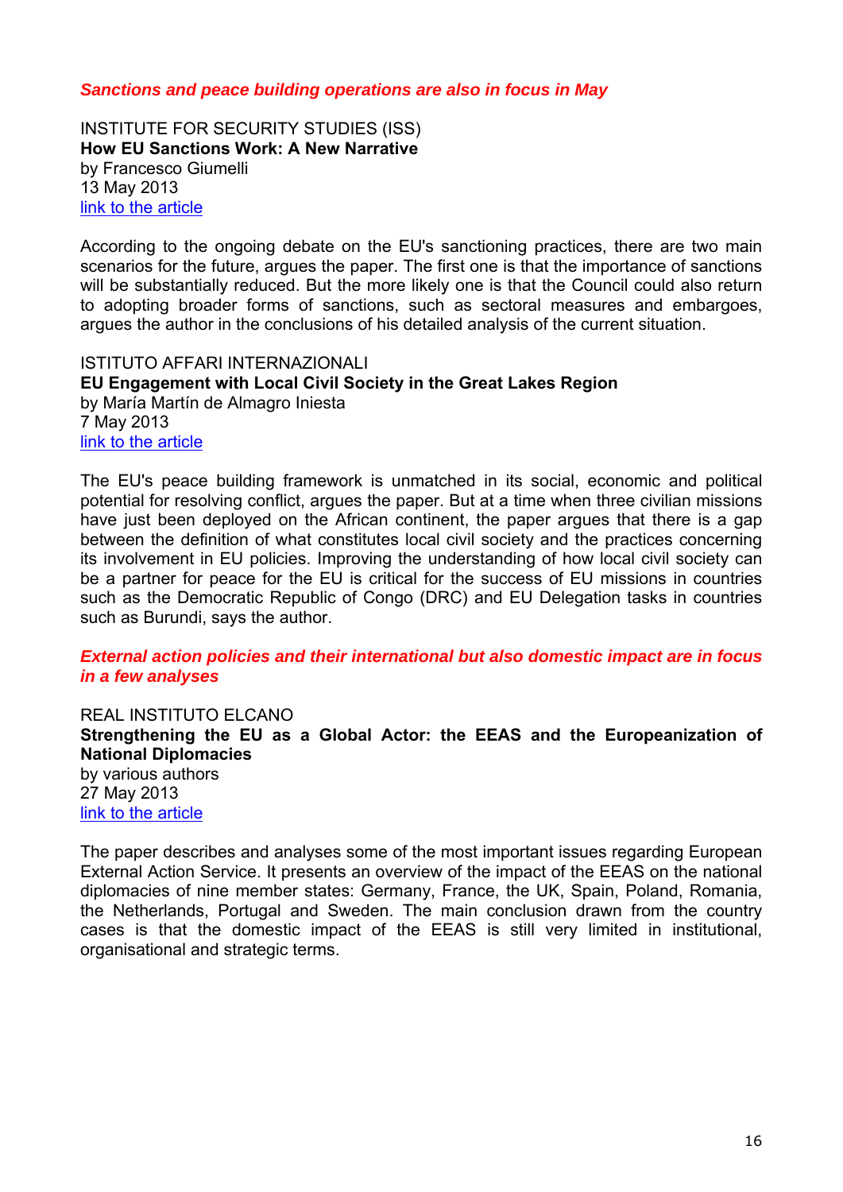***Sanctions and peace building operations are also in focus in May***

INSTITUTE FOR SECURITY STUDIES (ISS)
**How EU Sanctions Work: A New Narrative**
by Francesco Giumelli
13 May 2013
link to the article

According to the ongoing debate on the EU's sanctioning practices, there are two main scenarios for the future, argues the paper. The first one is that the importance of sanctions will be substantially reduced. But the more likely one is that the Council could also return to adopting broader forms of sanctions, such as sectoral measures and embargoes, argues the author in the conclusions of his detailed analysis of the current situation.

ISTITUTO AFFARI INTERNAZIONALI
**EU Engagement with Local Civil Society in the Great Lakes Region**
by María Martín de Almagro Iniesta
7 May 2013
link to the article

The EU's peace building framework is unmatched in its social, economic and political potential for resolving conflict, argues the paper. But at a time when three civilian missions have just been deployed on the African continent, the paper argues that there is a gap between the definition of what constitutes local civil society and the practices concerning its involvement in EU policies. Improving the understanding of how local civil society can be a partner for peace for the EU is critical for the success of EU missions in countries such as the Democratic Republic of Congo (DRC) and EU Delegation tasks in countries such as Burundi, says the author.

***External action policies and their international but also domestic impact are in focus in a few analyses***

REAL INSTITUTO ELCANO
**Strengthening the EU as a Global Actor: the EEAS and the Europeanization of National Diplomacies**
by various authors
27 May 2013
link to the article

The paper describes and analyses some of the most important issues regarding European External Action Service. It presents an overview of the impact of the EEAS on the national diplomacies of nine member states: Germany, France, the UK, Spain, Poland, Romania, the Netherlands, Portugal and Sweden. The main conclusion drawn from the country cases is that the domestic impact of the EEAS is still very limited in institutional, organisational and strategic terms.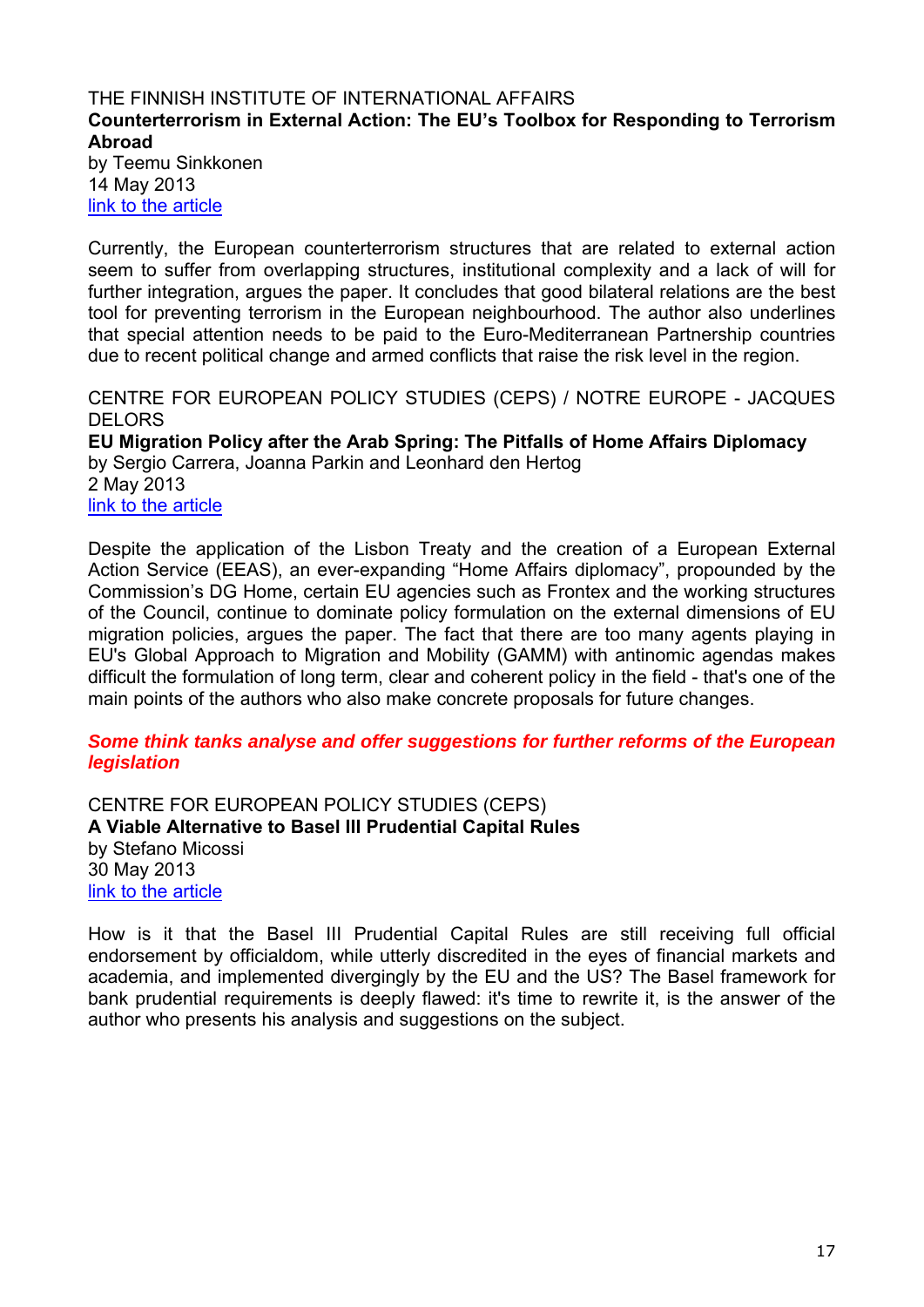THE FINNISH INSTITUTE OF INTERNATIONAL AFFAIRS
**Counterterrorism in External Action: The EU's Toolbox for Responding to Terrorism Abroad**
by Teemu Sinkkonen
14 May 2013
link to the article

Currently, the European counterterrorism structures that are related to external action seem to suffer from overlapping structures, institutional complexity and a lack of will for further integration, argues the paper. It concludes that good bilateral relations are the best tool for preventing terrorism in the European neighbourhood. The author also underlines that special attention needs to be paid to the Euro-Mediterranean Partnership countries due to recent political change and armed conflicts that raise the risk level in the region.

CENTRE FOR EUROPEAN POLICY STUDIES (CEPS) / NOTRE EUROPE - JACQUES DELORS
**EU Migration Policy after the Arab Spring: The Pitfalls of Home Affairs Diplomacy**
by Sergio Carrera, Joanna Parkin and Leonhard den Hertog
2 May 2013
link to the article

Despite the application of the Lisbon Treaty and the creation of a European External Action Service (EEAS), an ever-expanding "Home Affairs diplomacy", propounded by the Commission's DG Home, certain EU agencies such as Frontex and the working structures of the Council, continue to dominate policy formulation on the external dimensions of EU migration policies, argues the paper. The fact that there are too many agents playing in EU's Global Approach to Migration and Mobility (GAMM) with antinomic agendas makes difficult the formulation of long term, clear and coherent policy in the field - that's one of the main points of the authors who also make concrete proposals for future changes.

***Some think tanks analyse and offer suggestions for further reforms of the European legislation***

CENTRE FOR EUROPEAN POLICY STUDIES (CEPS)
**A Viable Alternative to Basel III Prudential Capital Rules**
by Stefano Micossi
30 May 2013
link to the article

How is it that the Basel III Prudential Capital Rules are still receiving full official endorsement by officialdom, while utterly discredited in the eyes of financial markets and academia, and implemented divergingly by the EU and the US? The Basel framework for bank prudential requirements is deeply flawed: it's time to rewrite it, is the answer of the author who presents his analysis and suggestions on the subject.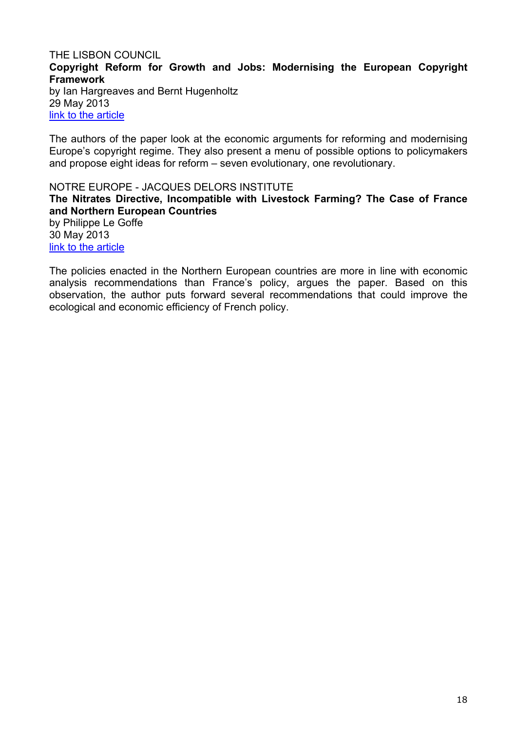THE LISBON COUNCIL
**Copyright Reform for Growth and Jobs: Modernising the European Copyright Framework**
by Ian Hargreaves and Bernt Hugenholtz
29 May 2013
link to the article

The authors of the paper look at the economic arguments for reforming and modernising Europe's copyright regime. They also present a menu of possible options to policymakers and propose eight ideas for reform – seven evolutionary, one revolutionary.

NOTRE EUROPE - JACQUES DELORS INSTITUTE
**The Nitrates Directive, Incompatible with Livestock Farming? The Case of France and Northern European Countries**
by Philippe Le Goffe
30 May 2013
link to the article

The policies enacted in the Northern European countries are more in line with economic analysis recommendations than France's policy, argues the paper. Based on this observation, the author puts forward several recommendations that could improve the ecological and economic efficiency of French policy.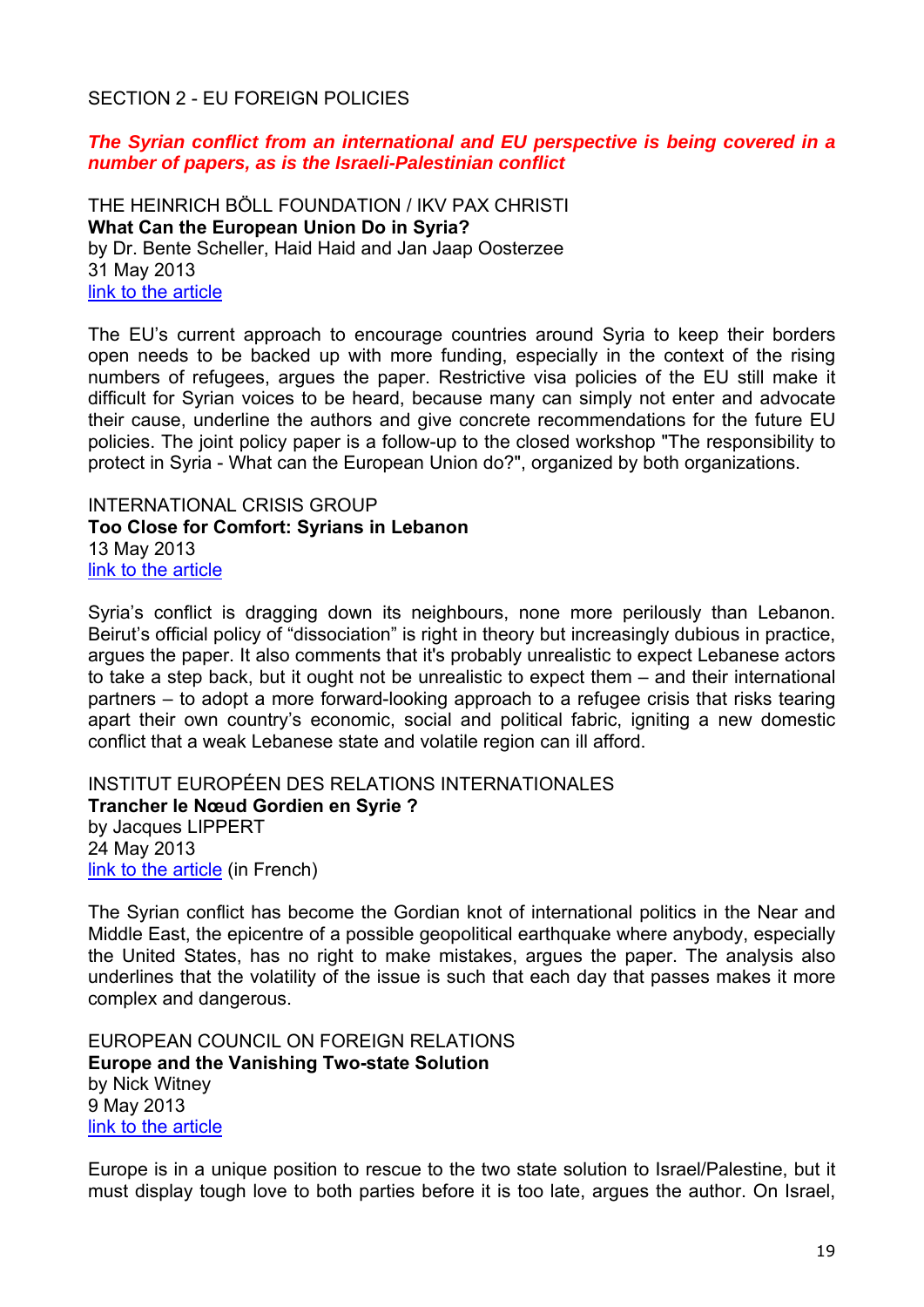## SECTION 2 - EU FOREIGN POLICIES

***The Syrian conflict from an international and EU perspective is being covered in a number of papers, as is the Israeli-Palestinian conflict***

THE HEINRICH BÖLL FOUNDATION / IKV PAX CHRISTI
**What Can the European Union Do in Syria?**
by Dr. Bente Scheller, Haid Haid and Jan Jaap Oosterzee
31 May 2013
link to the article

The EU's current approach to encourage countries around Syria to keep their borders open needs to be backed up with more funding, especially in the context of the rising numbers of refugees, argues the paper. Restrictive visa policies of the EU still make it difficult for Syrian voices to be heard, because many can simply not enter and advocate their cause, underline the authors and give concrete recommendations for the future EU policies. The joint policy paper is a follow-up to the closed workshop "The responsibility to protect in Syria - What can the European Union do?", organized by both organizations.

INTERNATIONAL CRISIS GROUP
**Too Close for Comfort: Syrians in Lebanon**
13 May 2013
link to the article

Syria's conflict is dragging down its neighbours, none more perilously than Lebanon. Beirut's official policy of "dissociation" is right in theory but increasingly dubious in practice, argues the paper. It also comments that it's probably unrealistic to expect Lebanese actors to take a step back, but it ought not be unrealistic to expect them – and their international partners – to adopt a more forward-looking approach to a refugee crisis that risks tearing apart their own country's economic, social and political fabric, igniting a new domestic conflict that a weak Lebanese state and volatile region can ill afford.

INSTITUT EUROPÉEN DES RELATIONS INTERNATIONALES
**Trancher le Nœud Gordien en Syrie ?**
by Jacques LIPPERT
24 May 2013
link to the article (in French)

The Syrian conflict has become the Gordian knot of international politics in the Near and Middle East, the epicentre of a possible geopolitical earthquake where anybody, especially the United States, has no right to make mistakes, argues the paper. The analysis also underlines that the volatility of the issue is such that each day that passes makes it more complex and dangerous.

EUROPEAN COUNCIL ON FOREIGN RELATIONS
**Europe and the Vanishing Two-state Solution**
by Nick Witney
9 May 2013
link to the article

Europe is in a unique position to rescue to the two state solution to Israel/Palestine, but it must display tough love to both parties before it is too late, argues the author. On Israel,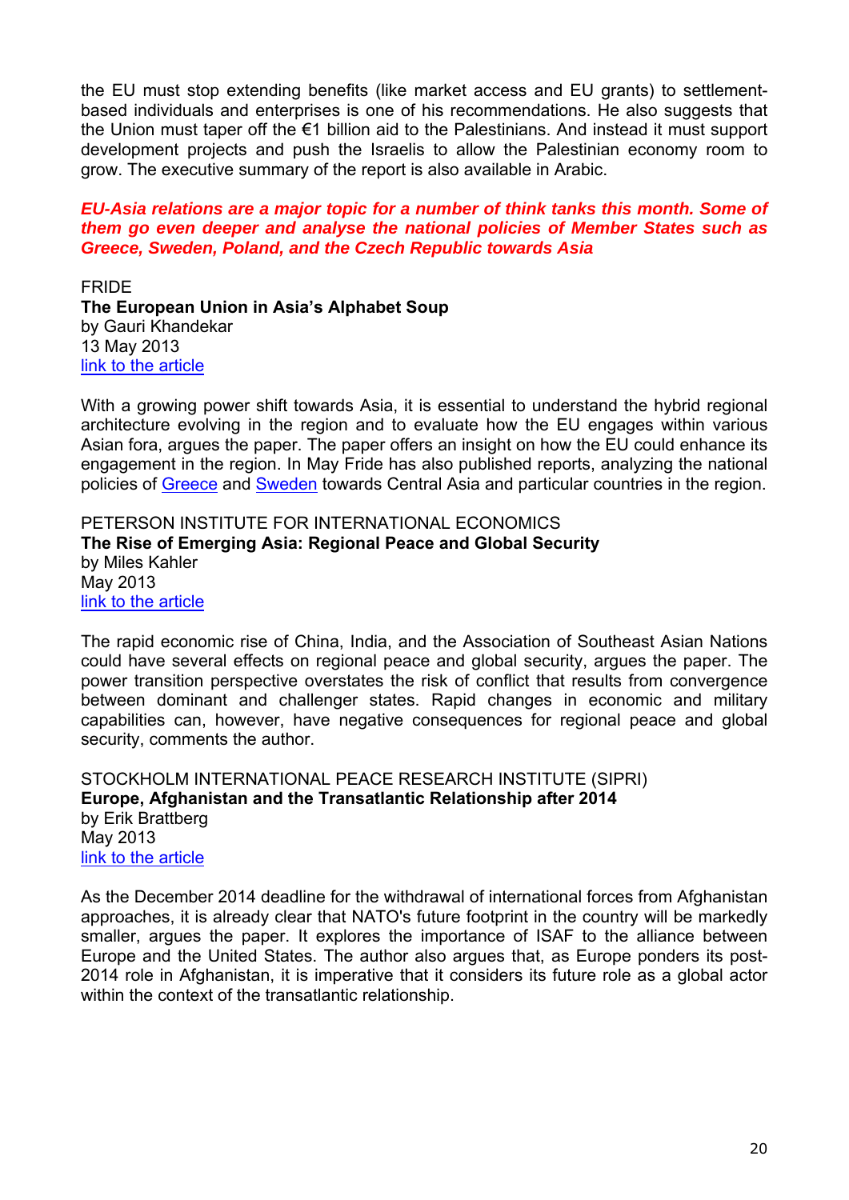the EU must stop extending benefits (like market access and EU grants) to settlement-based individuals and enterprises is one of his recommendations. He also suggests that the Union must taper off the €1 billion aid to the Palestinians. And instead it must support development projects and push the Israelis to allow the Palestinian economy room to grow. The executive summary of the report is also available in Arabic.

***EU-Asia relations are a major topic for a number of think tanks this month. Some of them go even deeper and analyse the national policies of Member States such as Greece, Sweden, Poland, and the Czech Republic towards Asia***

FRIDE
**The European Union in Asia's Alphabet Soup**
by Gauri Khandekar
13 May 2013
link to the article

With a growing power shift towards Asia, it is essential to understand the hybrid regional architecture evolving in the region and to evaluate how the EU engages within various Asian fora, argues the paper. The paper offers an insight on how the EU could enhance its engagement in the region. In May Fride has also published reports, analyzing the national policies of Greece and Sweden towards Central Asia and particular countries in the region.

PETERSON INSTITUTE FOR INTERNATIONAL ECONOMICS
**The Rise of Emerging Asia: Regional Peace and Global Security**
by Miles Kahler
May 2013
link to the article

The rapid economic rise of China, India, and the Association of Southeast Asian Nations could have several effects on regional peace and global security, argues the paper. The power transition perspective overstates the risk of conflict that results from convergence between dominant and challenger states. Rapid changes in economic and military capabilities can, however, have negative consequences for regional peace and global security, comments the author.

STOCKHOLM INTERNATIONAL PEACE RESEARCH INSTITUTE (SIPRI)
**Europe, Afghanistan and the Transatlantic Relationship after 2014**
by Erik Brattberg
May 2013
link to the article

As the December 2014 deadline for the withdrawal of international forces from Afghanistan approaches, it is already clear that NATO's future footprint in the country will be markedly smaller, argues the paper. It explores the importance of ISAF to the alliance between Europe and the United States. The author also argues that, as Europe ponders its post-2014 role in Afghanistan, it is imperative that it considers its future role as a global actor within the context of the transatlantic relationship.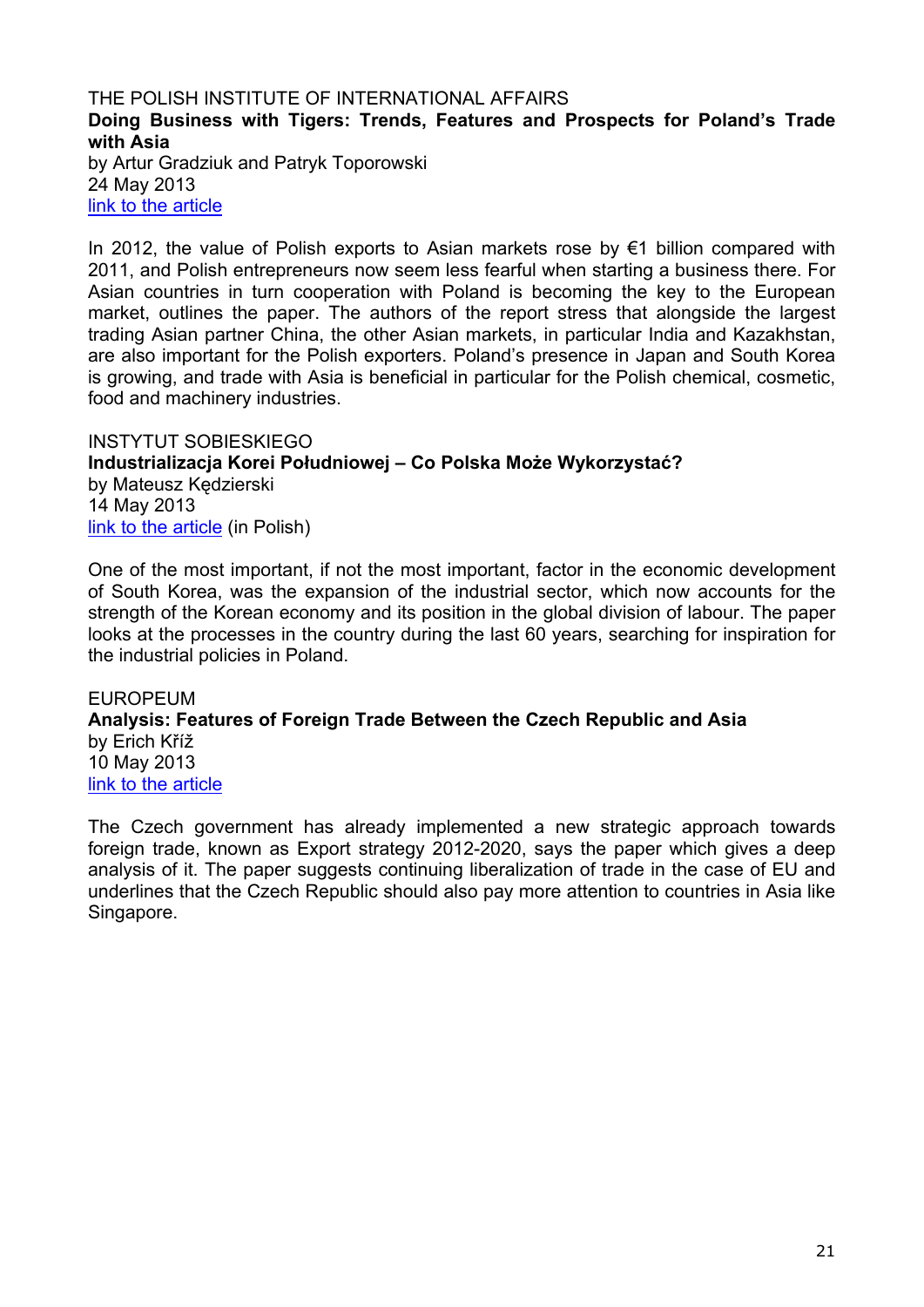THE POLISH INSTITUTE OF INTERNATIONAL AFFAIRS

**Doing Business with Tigers: Trends, Features and Prospects for Poland's Trade with Asia**

by Artur Gradziuk and Patryk Toporowski

24 May 2013

link to the article

In 2012, the value of Polish exports to Asian markets rose by €1 billion compared with 2011, and Polish entrepreneurs now seem less fearful when starting a business there. For Asian countries in turn cooperation with Poland is becoming the key to the European market, outlines the paper. The authors of the report stress that alongside the largest trading Asian partner China, the other Asian markets, in particular India and Kazakhstan, are also important for the Polish exporters. Poland's presence in Japan and South Korea is growing, and trade with Asia is beneficial in particular for the Polish chemical, cosmetic, food and machinery industries.

INSTYTUT SOBIESKIEGO

**Industrializacja Korei Południowej – Co Polska Może Wykorzystać?**

by Mateusz Kędzierski

14 May 2013

link to the article (in Polish)

One of the most important, if not the most important, factor in the economic development of South Korea, was the expansion of the industrial sector, which now accounts for the strength of the Korean economy and its position in the global division of labour. The paper looks at the processes in the country during the last 60 years, searching for inspiration for the industrial policies in Poland.

EUROPEUM

**Analysis: Features of Foreign Trade Between the Czech Republic and Asia**

by Erich Kříž

10 May 2013

link to the article

The Czech government has already implemented a new strategic approach towards foreign trade, known as Export strategy 2012-2020, says the paper which gives a deep analysis of it. The paper suggests continuing liberalization of trade in the case of EU and underlines that the Czech Republic should also pay more attention to countries in Asia like Singapore.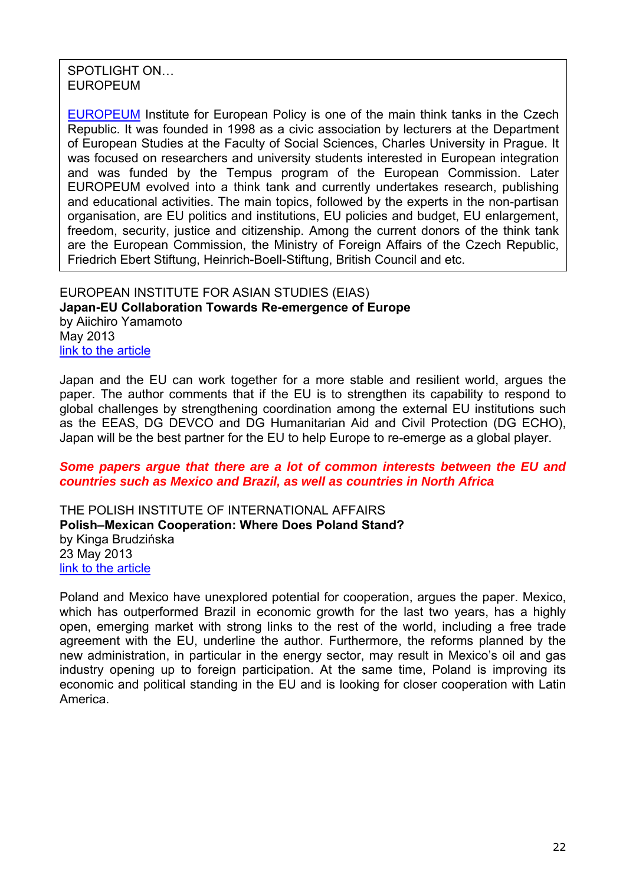SPOTLIGHT ON…
EUROPEUM

EUROPEUM Institute for European Policy is one of the main think tanks in the Czech Republic. It was founded in 1998 as a civic association by lecturers at the Department of European Studies at the Faculty of Social Sciences, Charles University in Prague. It was focused on researchers and university students interested in European integration and was funded by the Tempus program of the European Commission. Later EUROPEUM evolved into a think tank and currently undertakes research, publishing and educational activities. The main topics, followed by the experts in the non-partisan organisation, are EU politics and institutions, EU policies and budget, EU enlargement, freedom, security, justice and citizenship. Among the current donors of the think tank are the European Commission, the Ministry of Foreign Affairs of the Czech Republic, Friedrich Ebert Stiftung, Heinrich-Boell-Stiftung, British Council and etc.

EUROPEAN INSTITUTE FOR ASIAN STUDIES (EIAS)
**Japan-EU Collaboration Towards Re-emergence of Europe**
by Aiichiro Yamamoto
May 2013
link to the article

Japan and the EU can work together for a more stable and resilient world, argues the paper. The author comments that if the EU is to strengthen its capability to respond to global challenges by strengthening coordination among the external EU institutions such as the EEAS, DG DEVCO and DG Humanitarian Aid and Civil Protection (DG ECHO), Japan will be the best partner for the EU to help Europe to re-emerge as a global player.

***Some papers argue that there are a lot of common interests between the EU and countries such as Mexico and Brazil, as well as countries in North Africa***

THE POLISH INSTITUTE OF INTERNATIONAL AFFAIRS
**Polish–Mexican Cooperation: Where Does Poland Stand?**
by Kinga Brudzińska
23 May 2013
link to the article

Poland and Mexico have unexplored potential for cooperation, argues the paper. Mexico, which has outperformed Brazil in economic growth for the last two years, has a highly open, emerging market with strong links to the rest of the world, including a free trade agreement with the EU, underline the author. Furthermore, the reforms planned by the new administration, in particular in the energy sector, may result in Mexico's oil and gas industry opening up to foreign participation. At the same time, Poland is improving its economic and political standing in the EU and is looking for closer cooperation with Latin America.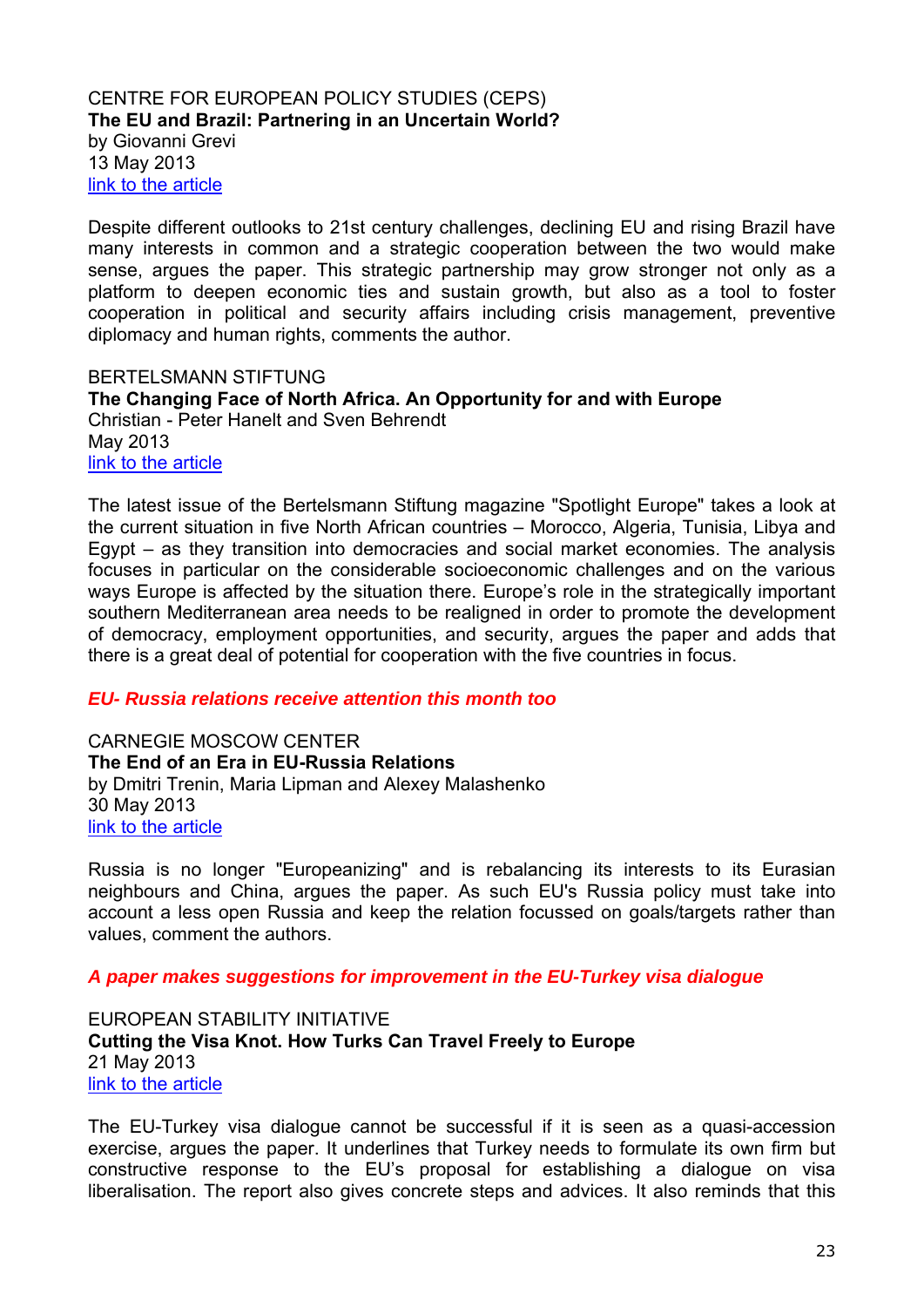CENTRE FOR EUROPEAN POLICY STUDIES (CEPS)
**The EU and Brazil: Partnering in an Uncertain World?**
by Giovanni Grevi
13 May 2013
[link to the article]()

Despite different outlooks to 21st century challenges, declining EU and rising Brazil have many interests in common and a strategic cooperation between the two would make sense, argues the paper. This strategic partnership may grow stronger not only as a platform to deepen economic ties and sustain growth, but also as a tool to foster cooperation in political and security affairs including crisis management, preventive diplomacy and human rights, comments the author.

BERTELSMANN STIFTUNG
**The Changing Face of North Africa. An Opportunity for and with Europe**
Christian - Peter Hanelt and Sven Behrendt
May 2013
[link to the article]()

The latest issue of the Bertelsmann Stiftung magazine "Spotlight Europe" takes a look at the current situation in five North African countries – Morocco, Algeria, Tunisia, Libya and Egypt – as they transition into democracies and social market economies. The analysis focuses in particular on the considerable socioeconomic challenges and on the various ways Europe is affected by the situation there. Europe's role in the strategically important southern Mediterranean area needs to be realigned in order to promote the development of democracy, employment opportunities, and security, argues the paper and adds that there is a great deal of potential for cooperation with the five countries in focus.

***EU- Russia relations receive attention this month too***

CARNEGIE MOSCOW CENTER
**The End of an Era in EU-Russia Relations**
by Dmitri Trenin, Maria Lipman and Alexey Malashenko
30 May 2013
[link to the article]()

Russia is no longer "Europeanizing" and is rebalancing its interests to its Eurasian neighbours and China, argues the paper. As such EU's Russia policy must take into account a less open Russia and keep the relation focussed on goals/targets rather than values, comment the authors.

***A paper makes suggestions for improvement in the EU-Turkey visa dialogue***

EUROPEAN STABILITY INITIATIVE
**Cutting the Visa Knot. How Turks Can Travel Freely to Europe**
21 May 2013
[link to the article]()

The EU-Turkey visa dialogue cannot be successful if it is seen as a quasi-accession exercise, argues the paper. It underlines that Turkey needs to formulate its own firm but constructive response to the EU's proposal for establishing a dialogue on visa liberalisation. The report also gives concrete steps and advices. It also reminds that this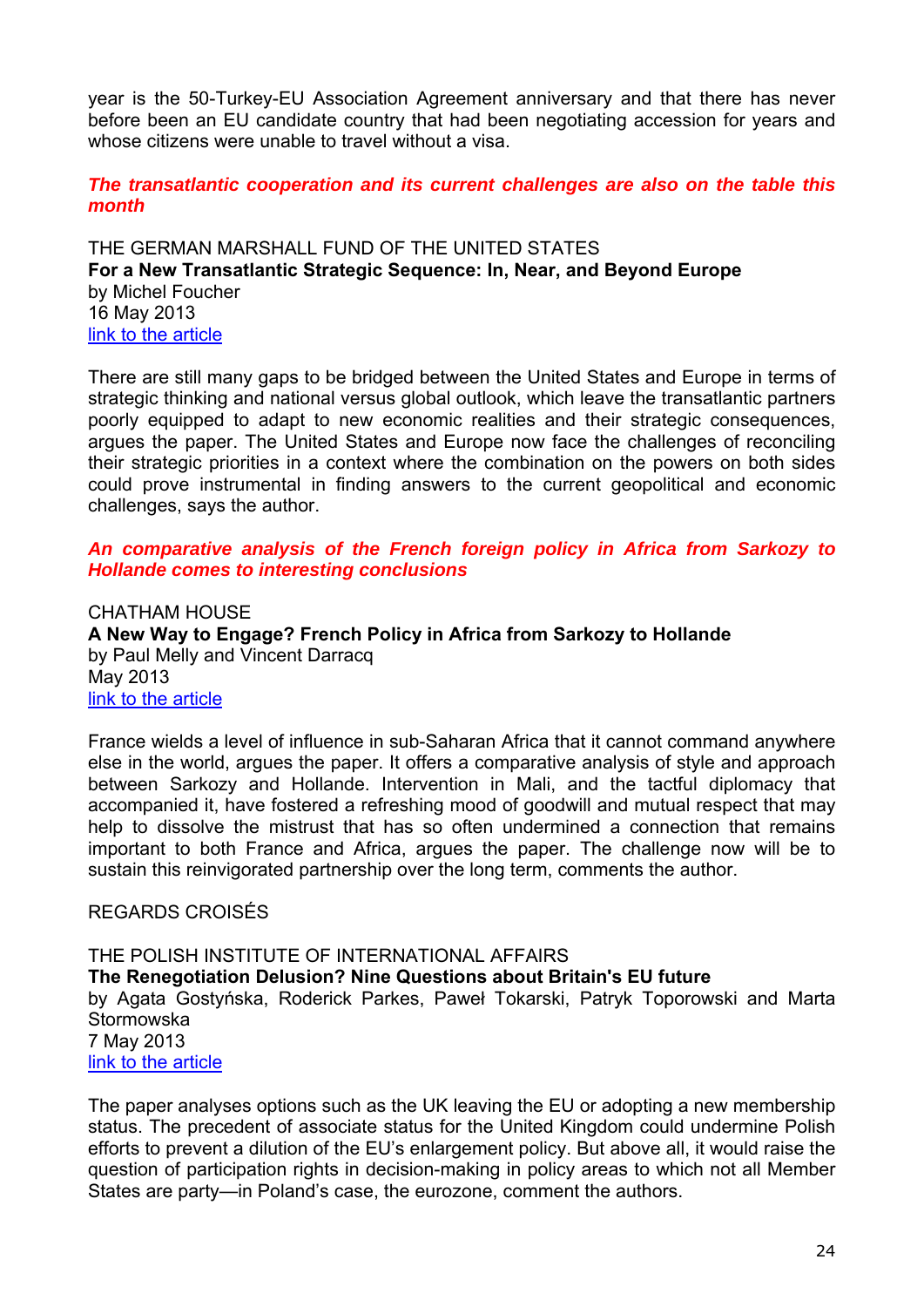year is the 50-Turkey-EU Association Agreement anniversary and that there has never before been an EU candidate country that had been negotiating accession for years and whose citizens were unable to travel without a visa.

***The transatlantic cooperation and its current challenges are also on the table this month***

THE GERMAN MARSHALL FUND OF THE UNITED STATES
**For a New Transatlantic Strategic Sequence: In, Near, and Beyond Europe**
by Michel Foucher
16 May 2013
link to the article

There are still many gaps to be bridged between the United States and Europe in terms of strategic thinking and national versus global outlook, which leave the transatlantic partners poorly equipped to adapt to new economic realities and their strategic consequences, argues the paper. The United States and Europe now face the challenges of reconciling their strategic priorities in a context where the combination on the powers on both sides could prove instrumental in finding answers to the current geopolitical and economic challenges, says the author.

***An comparative analysis of the French foreign policy in Africa from Sarkozy to Hollande comes to interesting conclusions***

CHATHAM HOUSE
**A New Way to Engage? French Policy in Africa from Sarkozy to Hollande**
by Paul Melly and Vincent Darracq
May 2013
link to the article

France wields a level of influence in sub-Saharan Africa that it cannot command anywhere else in the world, argues the paper. It offers a comparative analysis of style and approach between Sarkozy and Hollande. Intervention in Mali, and the tactful diplomacy that accompanied it, have fostered a refreshing mood of goodwill and mutual respect that may help to dissolve the mistrust that has so often undermined a connection that remains important to both France and Africa, argues the paper. The challenge now will be to sustain this reinvigorated partnership over the long term, comments the author.

REGARDS CROISÉS

THE POLISH INSTITUTE OF INTERNATIONAL AFFAIRS
**The Renegotiation Delusion? Nine Questions about Britain's EU future**
by Agata Gostyńska, Roderick Parkes, Paweł Tokarski, Patryk Toporowski and Marta Stormowska
7 May 2013
link to the article

The paper analyses options such as the UK leaving the EU or adopting a new membership status. The precedent of associate status for the United Kingdom could undermine Polish efforts to prevent a dilution of the EU's enlargement policy. But above all, it would raise the question of participation rights in decision-making in policy areas to which not all Member States are party—in Poland's case, the eurozone, comment the authors.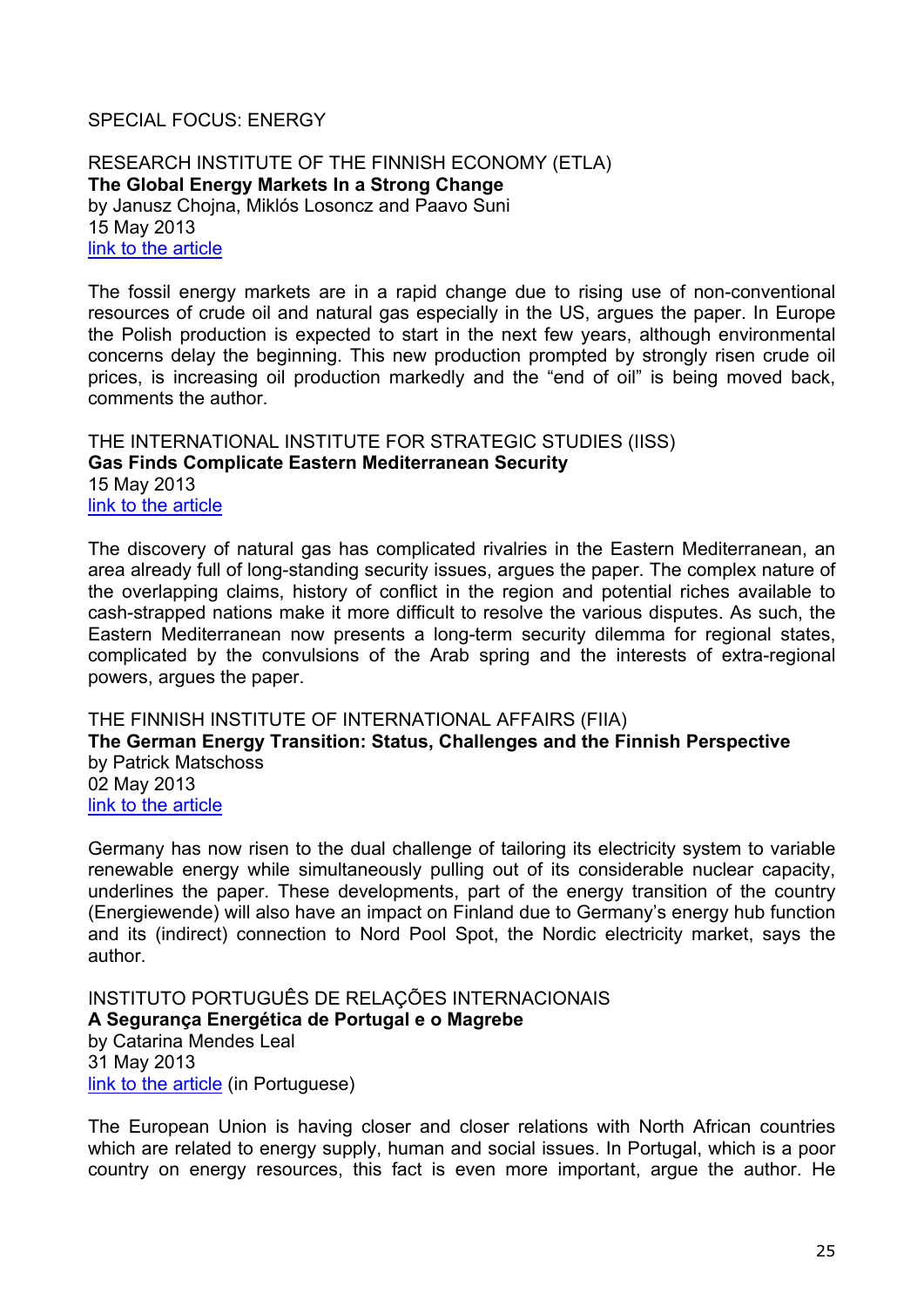SPECIAL FOCUS: ENERGY

RESEARCH INSTITUTE OF THE FINNISH ECONOMY (ETLA)
**The Global Energy Markets In a Strong Change**
by Janusz Chojna, Miklós Losoncz and Paavo Suni
15 May 2013
link to the article

The fossil energy markets are in a rapid change due to rising use of non-conventional resources of crude oil and natural gas especially in the US, argues the paper. In Europe the Polish production is expected to start in the next few years, although environmental concerns delay the beginning. This new production prompted by strongly risen crude oil prices, is increasing oil production markedly and the "end of oil" is being moved back, comments the author.

THE INTERNATIONAL INSTITUTE FOR STRATEGIC STUDIES (IISS)
**Gas Finds Complicate Eastern Mediterranean Security**
15 May 2013
link to the article

The discovery of natural gas has complicated rivalries in the Eastern Mediterranean, an area already full of long-standing security issues, argues the paper. The complex nature of the overlapping claims, history of conflict in the region and potential riches available to cash-strapped nations make it more difficult to resolve the various disputes. As such, the Eastern Mediterranean now presents a long-term security dilemma for regional states, complicated by the convulsions of the Arab spring and the interests of extra-regional powers, argues the paper.

THE FINNISH INSTITUTE OF INTERNATIONAL AFFAIRS (FIIA)
**The German Energy Transition: Status, Challenges and the Finnish Perspective**
by Patrick Matschoss
02 May 2013
link to the article

Germany has now risen to the dual challenge of tailoring its electricity system to variable renewable energy while simultaneously pulling out of its considerable nuclear capacity, underlines the paper. These developments, part of the energy transition of the country (Energiewende) will also have an impact on Finland due to Germany's energy hub function and its (indirect) connection to Nord Pool Spot, the Nordic electricity market, says the author.

INSTITUTO PORTUGUÊS DE RELAÇÕES INTERNACIONAIS
**A Segurança Energética de Portugal e o Magrebe**
by Catarina Mendes Leal
31 May 2013
link to the article (in Portuguese)

The European Union is having closer and closer relations with North African countries which are related to energy supply, human and social issues. In Portugal, which is a poor country on energy resources, this fact is even more important, argue the author. He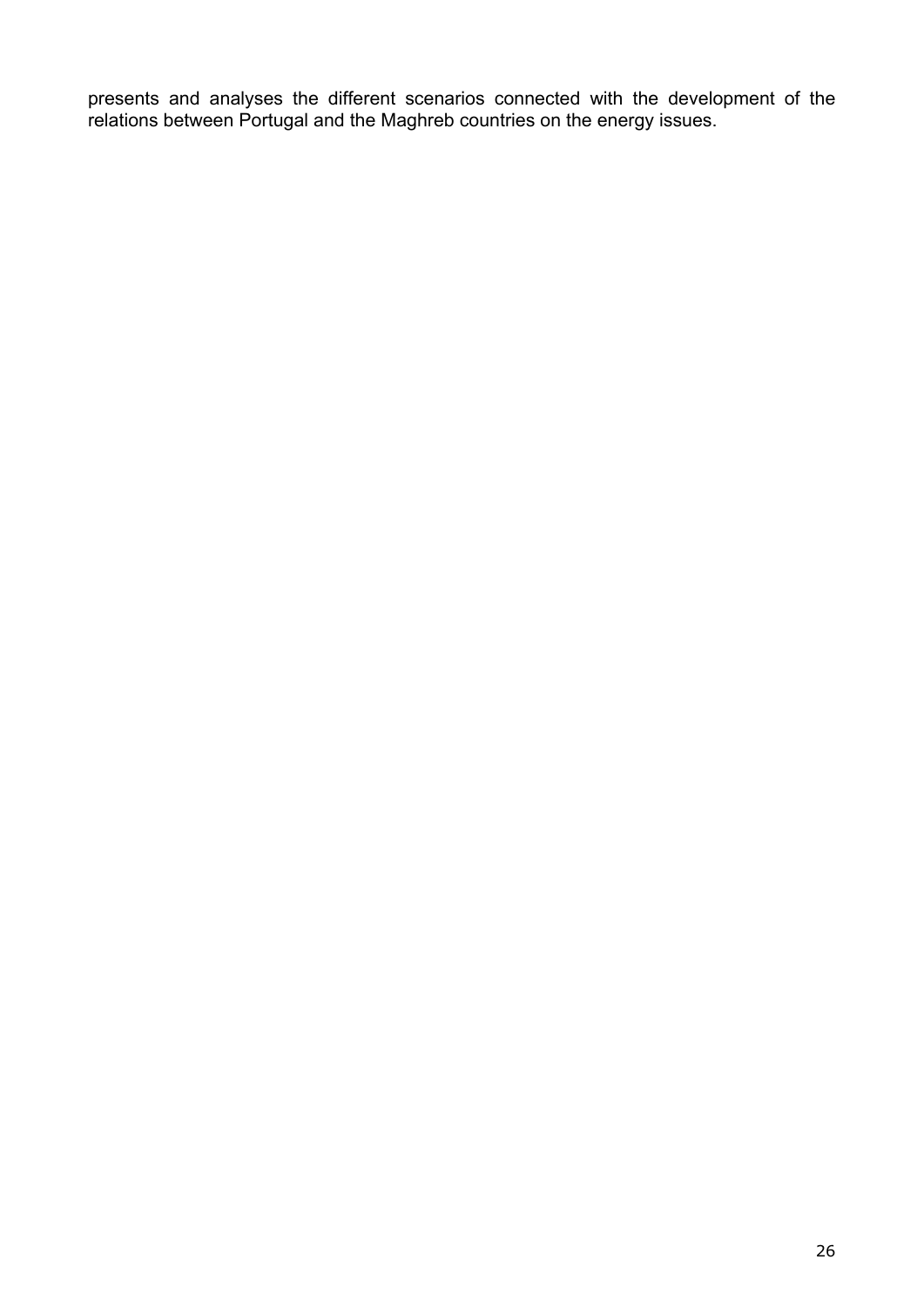presents and analyses the different scenarios connected with the development of the relations between Portugal and the Maghreb countries on the energy issues.